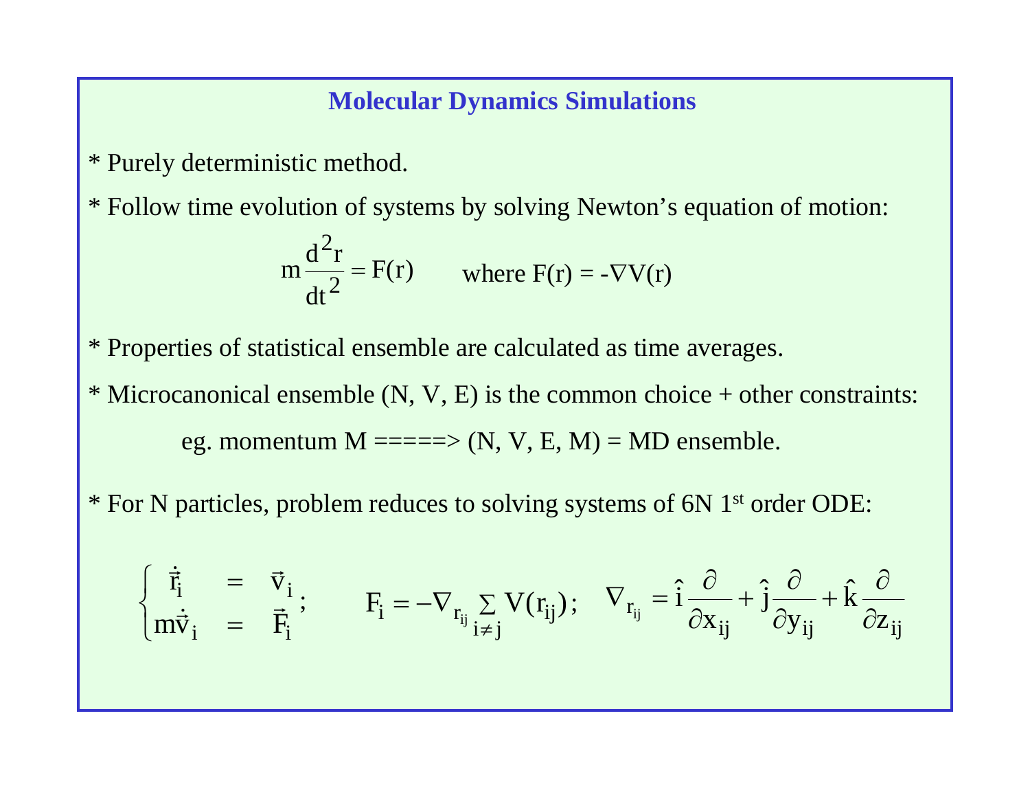## Molecular Dynamics Simulations

* Purely deterministic method.

* Follow time evolution of systems by solving Newton's equation of motion:

$$m\frac{d^2 r}{dt^2} = F(r) \qquad \text{where } F(r) = -\nabla V(r)$$

* Properties of statistical ensemble are calculated as time averages.

* Microcanonical ensemble (N, V, E) is the common choice + other constraints:

  eg. momentum M =====> (N, V, E, M) = MD ensemble.

* For N particles, problem reduces to solving systems of 6N 1st order ODE:

$$\begin{cases} \dot{\vec{r}}_i & = & \vec{v}_i \\ m\dot{\vec{v}}_i & = & \vec{F}_i \end{cases}; \qquad F_i = -\nabla_{r_{ij}} \sum_{i \neq j} V(r_{ij}); \quad \nabla_{r_{ij}} = \hat{i}\frac{\partial}{\partial x_{ij}} + \hat{j}\frac{\partial}{\partial y_{ij}} + \hat{k}\frac{\partial}{\partial z_{ij}}$$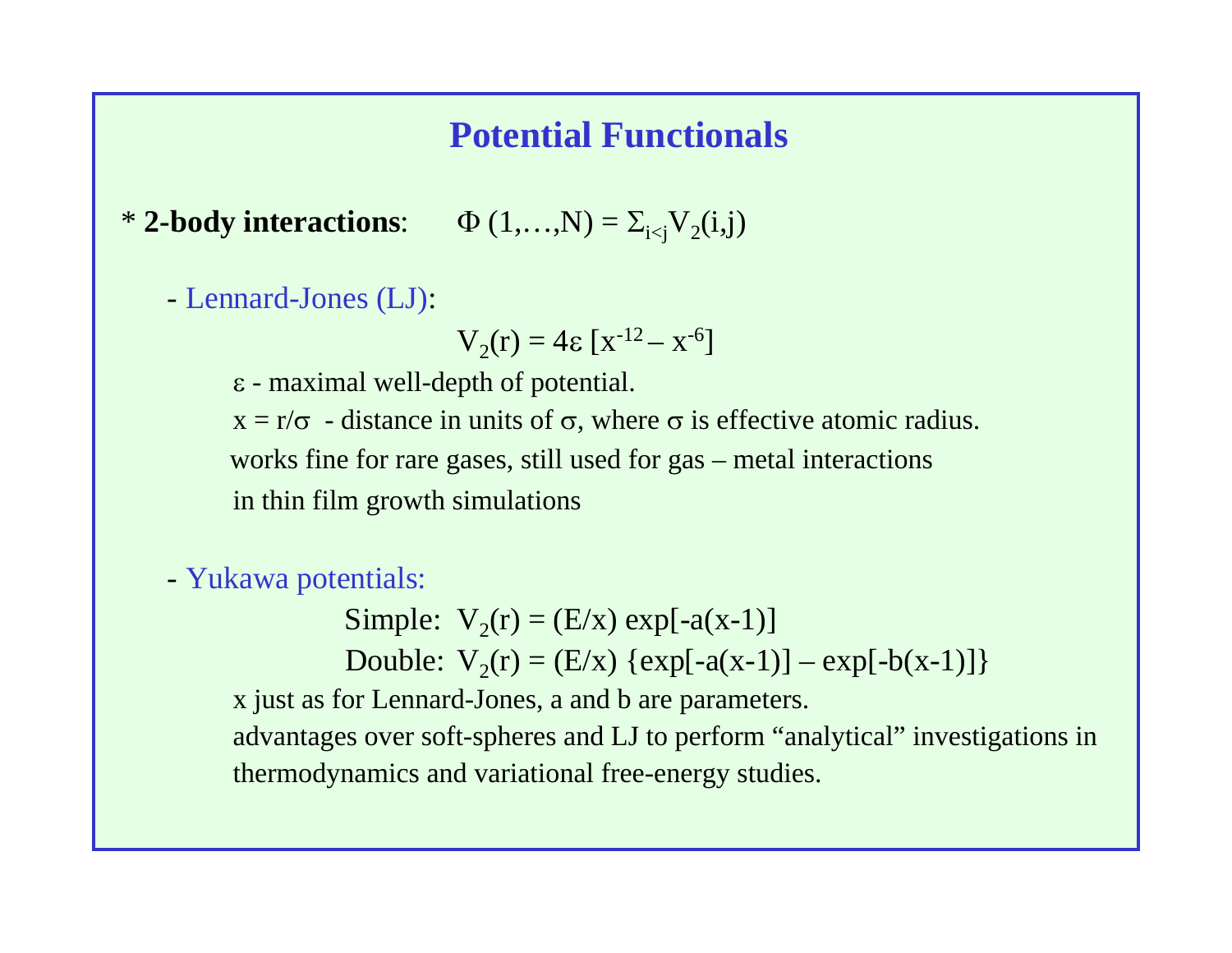# Potential Functionals

* **2-body interactions**: $\Phi(1,\ldots,N) = \Sigma_{i<j} V_2(i,j)$

- Lennard-Jones (LJ):

$$V_2(r) = 4\varepsilon\,[x^{-12} - x^{-6}]$$

$\varepsilon$ - maximal well-depth of potential.

$x = r/\sigma$ - distance in units of $\sigma$, where $\sigma$ is effective atomic radius.

works fine for rare gases, still used for gas – metal interactions in thin film growth simulations

- Yukawa potentials:

Simple: $V_2(r) = (E/x)\exp[-a(x-1)]$

Double: $V_2(r) = (E/x)\,\{\exp[-a(x-1)] - \exp[-b(x-1)]\}$

x just as for Lennard-Jones, a and b are parameters.

advantages over soft-spheres and LJ to perform “analytical” investigations in thermodynamics and variational free-energy studies.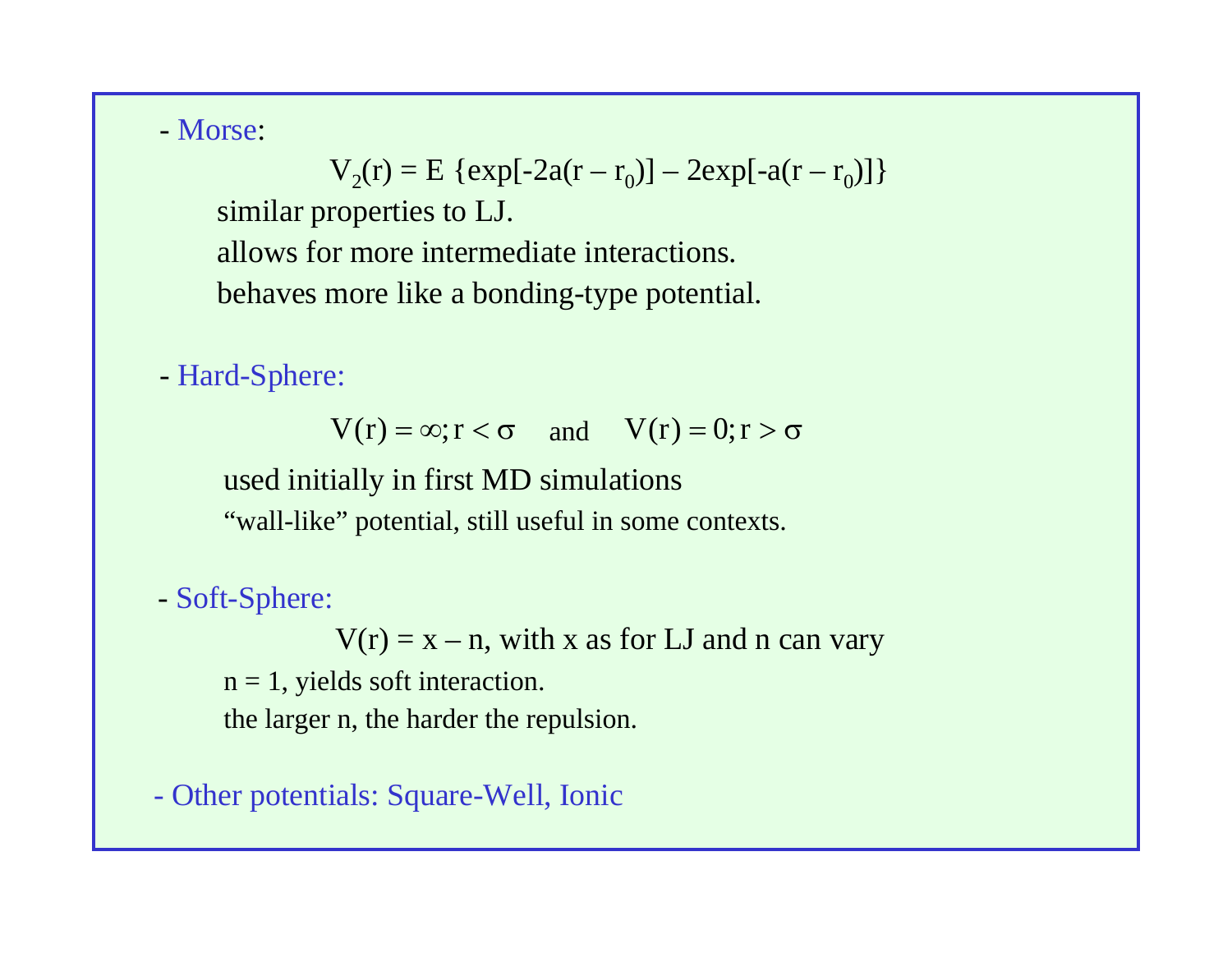- Morse:

$$V_2(r) = E\,\{\exp[-2a(r - r_0)] - 2\exp[-a(r - r_0)]\}$$

similar properties to LJ.

allows for more intermediate interactions.

behaves more like a bonding-type potential.

- Hard-Sphere:

$$V(r) = \infty; r < \sigma \quad \text{and} \quad V(r) = 0; r > \sigma$$

used initially in first MD simulations

"wall-like" potential, still useful in some contexts.

- Soft-Sphere:

$$V(r) = x - n, \text{ with } x \text{ as for LJ and } n \text{ can vary}$$

n = 1, yields soft interaction.

the larger n, the harder the repulsion.

- Other potentials: Square-Well, Ionic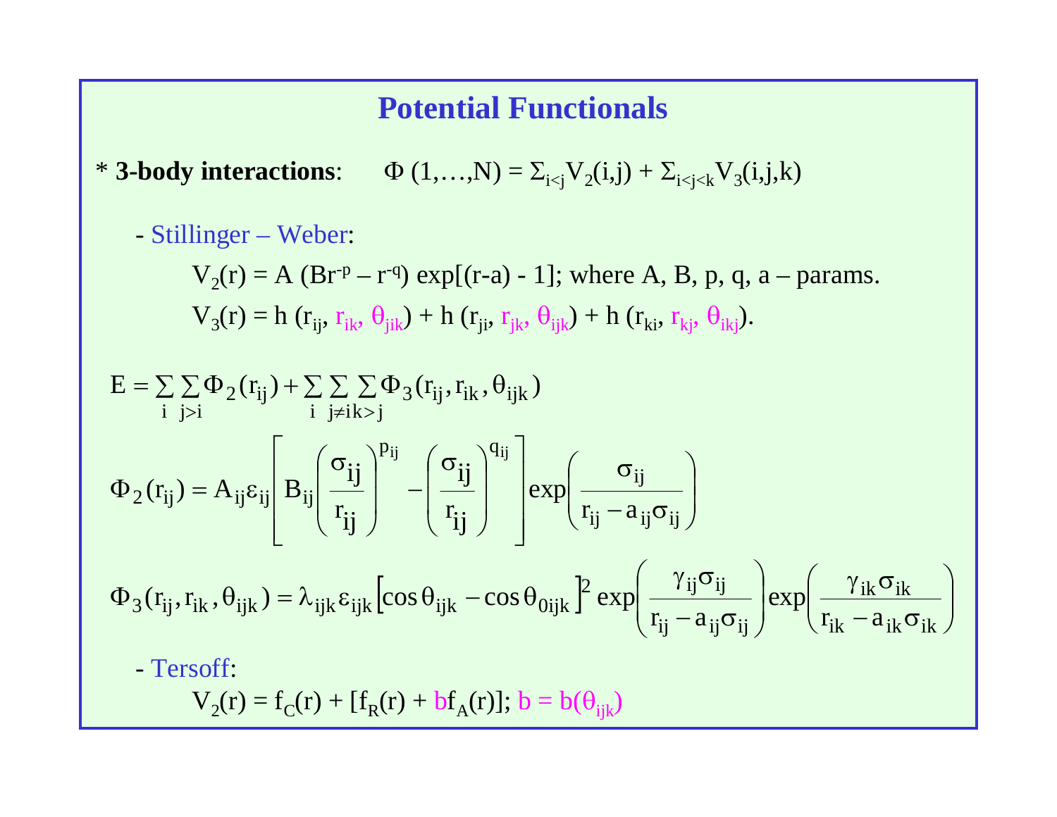# Potential Functionals

* **3-body interactions**: $\Phi(1,\ldots,N) = \Sigma_{i<j} V_2(i,j) + \Sigma_{i<j<k} V_3(i,j,k)$

- Stillinger – Weber:

  $V_2(r) = A\,(Br^{-p} - r^{-q})\,\exp[(r-a) - 1]$; where A, B, p, q, a – params.

  $V_3(r) = h\,(r_{ij}, r_{ik}, \theta_{jik}) + h\,(r_{ji}, r_{jk}, \theta_{ijk}) + h\,(r_{ki}, r_{kj}, \theta_{ikj})$.

$$E = \sum_i \sum_{j>i} \Phi_2(r_{ij}) + \sum_i \sum_{j\neq i} \sum_{k>j} \Phi_3(r_{ij}, r_{ik}, \theta_{ijk})$$

$$\Phi_2(r_{ij}) = A_{ij}\varepsilon_{ij}\left[B_{ij}\left(\frac{\sigma_{ij}}{r_{ij}}\right)^{p_{ij}} - \left(\frac{\sigma_{ij}}{r_{ij}}\right)^{q_{ij}}\right]\exp\left(\frac{\sigma_{ij}}{r_{ij} - a_{ij}\sigma_{ij}}\right)$$

$$\Phi_3(r_{ij}, r_{ik}, \theta_{ijk}) = \lambda_{ijk}\varepsilon_{ijk}\left[\cos\theta_{ijk} - \cos\theta_{0ijk}\right]^2 \exp\left(\frac{\gamma_{ij}\sigma_{ij}}{r_{ij} - a_{ij}\sigma_{ij}}\right)\exp\left(\frac{\gamma_{ik}\sigma_{ik}}{r_{ik} - a_{ik}\sigma_{ik}}\right)$$

- Tersoff:

  $V_2(r) = f_C(r) + [f_R(r) + b f_A(r)]$; $b = b(\theta_{ijk})$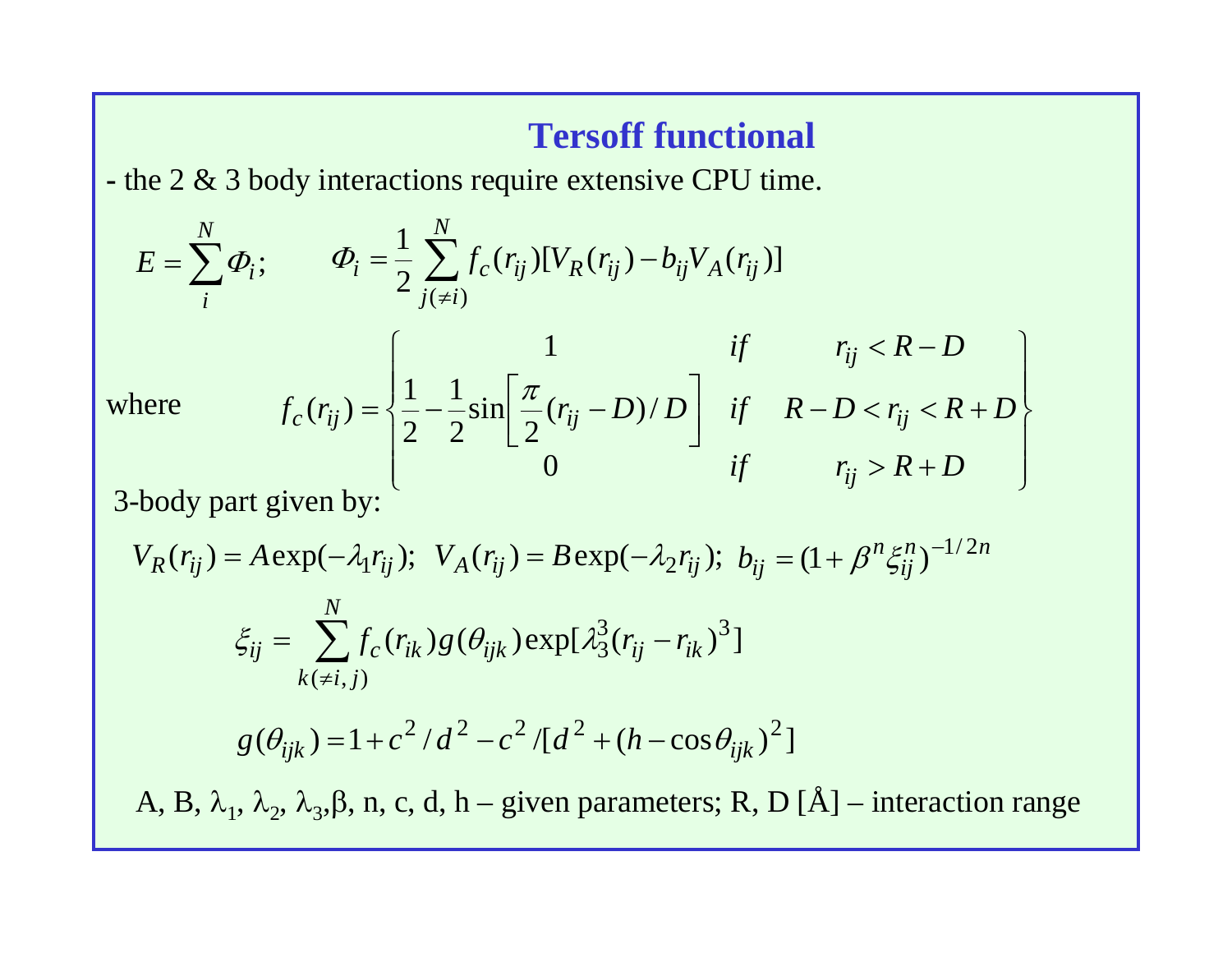## Tersoff functional

- the 2 & 3 body interactions require extensive CPU time.

$$E = \sum_{i}^{N} \Phi_i; \qquad \Phi_i = \frac{1}{2} \sum_{j(\neq i)}^{N} f_c(r_{ij})[V_R(r_{ij}) - b_{ij} V_A(r_{ij})]$$

where

$$f_c(r_{ij}) = \left\{ \begin{array}{ccc} 1 & if & r_{ij} < R - D \\ \frac{1}{2} - \frac{1}{2}\sin\left[\frac{\pi}{2}(r_{ij} - D)/D\right] & if & R - D < r_{ij} < R + D \\ 0 & if & r_{ij} > R + D \end{array} \right\}$$

3-body part given by:

$$V_R(r_{ij}) = A\exp(-\lambda_1 r_{ij}); \;\; V_A(r_{ij}) = B\exp(-\lambda_2 r_{ij}); \;\; b_{ij} = (1 + \beta^n \xi_{ij}^n)^{-1/2n}$$

$$\xi_{ij} = \sum_{k(\neq i,j)}^{N} f_c(r_{ik}) g(\theta_{ijk}) \exp[\lambda_3^3 (r_{ij} - r_{ik})^3]$$

$$g(\theta_{ijk}) = 1 + c^2/d^2 - c^2/[d^2 + (h - \cos\theta_{ijk})^2]$$

A, B, $\lambda_1$, $\lambda_2$, $\lambda_3$, $\beta$, n, c, d, h – given parameters; R, D [Å] – interaction range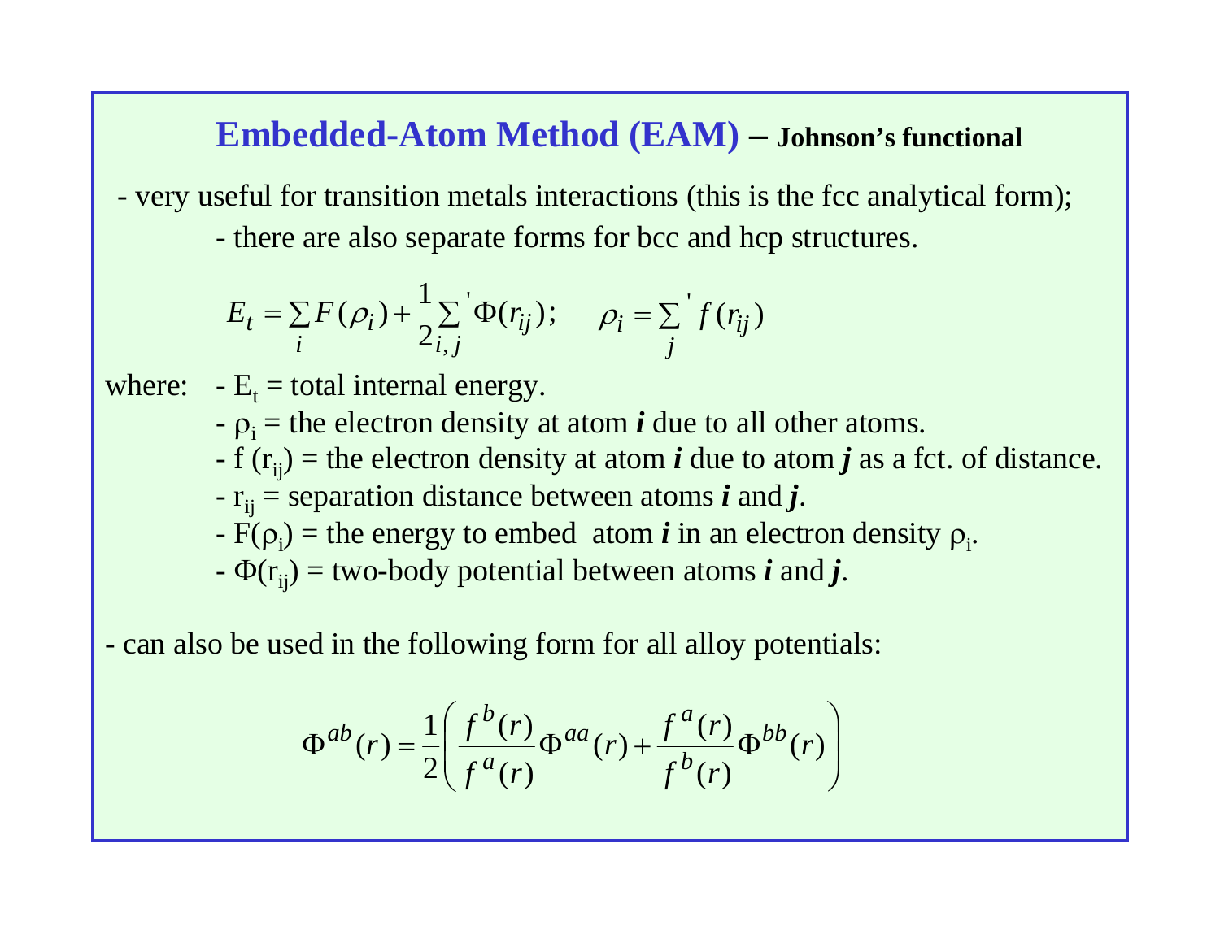## Embedded-Atom Method (EAM) – **Johnson's functional**

- very useful for transition metals interactions (this is the fcc analytical form);
  - there are also separate forms for bcc and hcp structures.

$$E_t = \sum_i F(\rho_i) + \frac{1}{2}\sum_{i,j}{}' \Phi(r_{ij}); \qquad \rho_i = \sum_j{}' f(r_{ij})$$

where:
- $E_t$ = total internal energy.
- $\rho_i$ = the electron density at atom ***i*** due to all other atoms.
- $f(r_{ij})$ = the electron density at atom ***i*** due to atom ***j*** as a fct. of distance.
- $r_{ij}$ = separation distance between atoms ***i*** and ***j***.
- $F(\rho_i)$ = the energy to embed atom ***i*** in an electron density $\rho_i$.
- $\Phi(r_{ij})$ = two-body potential between atoms ***i*** and ***j***.

- can also be used in the following form for all alloy potentials:

$$\Phi^{ab}(r) = \frac{1}{2}\left( \frac{f^b(r)}{f^a(r)}\Phi^{aa}(r) + \frac{f^a(r)}{f^b(r)}\Phi^{bb}(r) \right)$$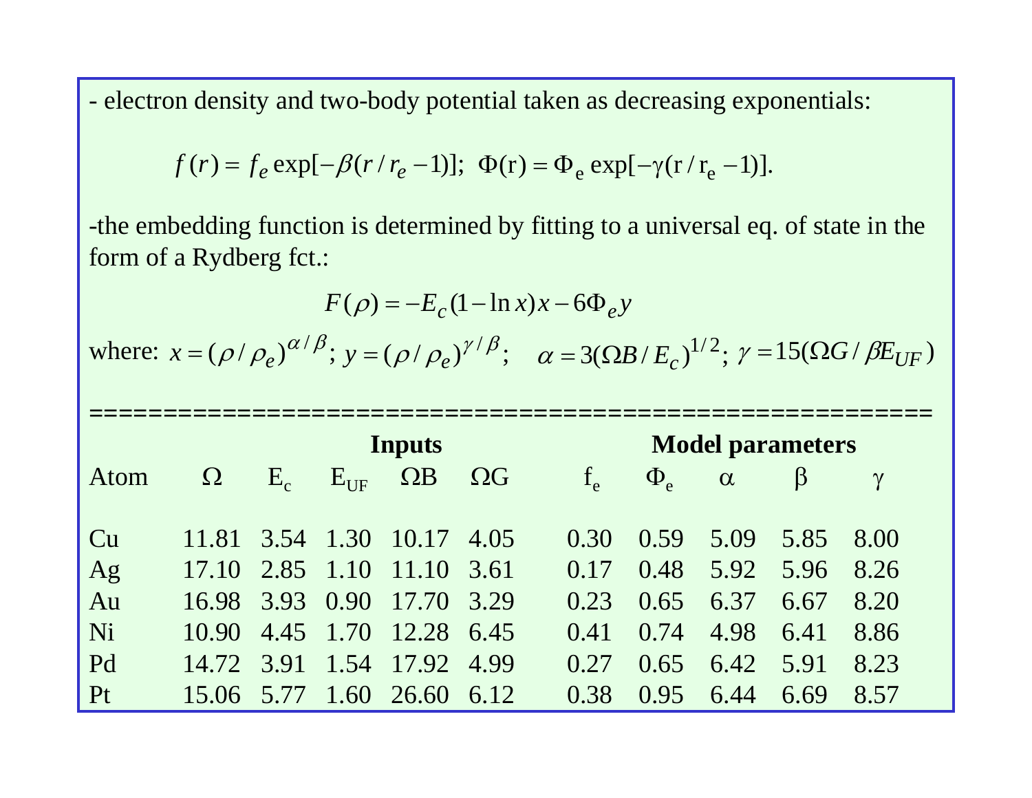- electron density and two-body potential taken as decreasing exponentials:

$$f(r) = f_e \exp[-\beta(r/r_e - 1)]; \; \Phi(\mathrm{r}) = \Phi_\mathrm{e} \exp[-\gamma(\mathrm{r}/\mathrm{r_e} - 1)].$$

-the embedding function is determined by fitting to a universal eq. of state in the form of a Rydberg fct.:

$$F(\rho) = -E_c(1 - \ln x)x - 6\Phi_e y$$

where: $x = (\rho/\rho_e)^{\alpha/\beta}$; $y = (\rho/\rho_e)^{\gamma/\beta}$; $\alpha = 3(\Omega B/E_c)^{1/2}$; $\gamma = 15(\Omega G/\beta E_{UF})$

==========================================================

| | Inputs | | | | | Model parameters | | | | |
|---|---|---|---|---|---|---|---|---|---|---|
| Atom | $\Omega$ | $E_c$ | $E_{UF}$ | $\Omega B$ | $\Omega G$ | $f_e$ | $\Phi_e$ | $\alpha$ | $\beta$ | $\gamma$ |
| Cu | 11.81 | 3.54 | 1.30 | 10.17 | 4.05 | 0.30 | 0.59 | 5.09 | 5.85 | 8.00 |
| Ag | 17.10 | 2.85 | 1.10 | 11.10 | 3.61 | 0.17 | 0.48 | 5.92 | 5.96 | 8.26 |
| Au | 16.98 | 3.93 | 0.90 | 17.70 | 3.29 | 0.23 | 0.65 | 6.37 | 6.67 | 8.20 |
| Ni | 10.90 | 4.45 | 1.70 | 12.28 | 6.45 | 0.41 | 0.74 | 4.98 | 6.41 | 8.86 |
| Pd | 14.72 | 3.91 | 1.54 | 17.92 | 4.99 | 0.27 | 0.65 | 6.42 | 5.91 | 8.23 |
| Pt | 15.06 | 5.77 | 1.60 | 26.60 | 6.12 | 0.38 | 0.95 | 6.44 | 6.69 | 8.57 |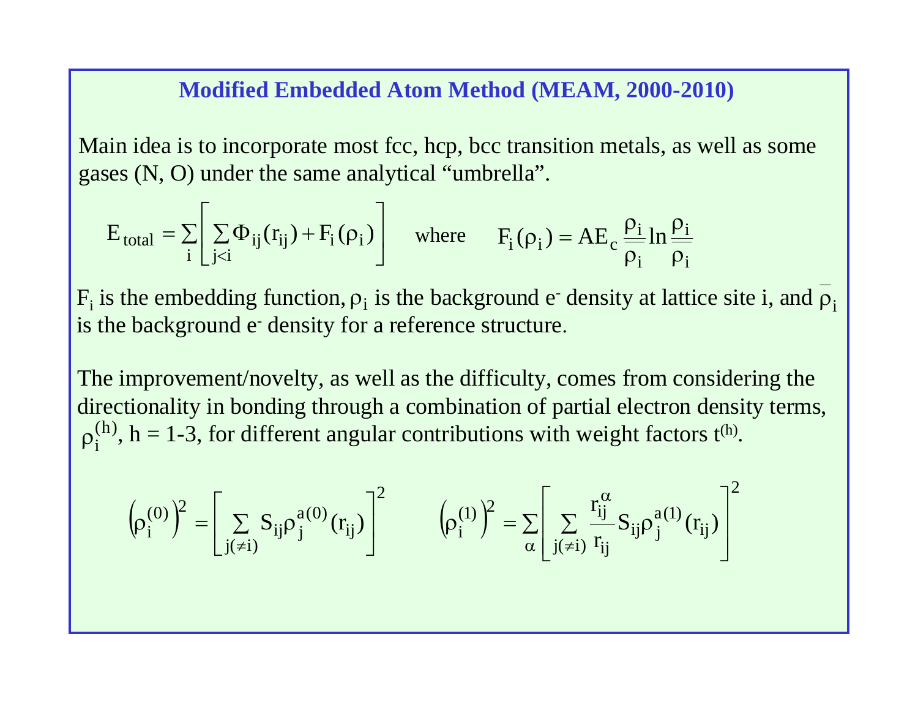## Modified Embedded Atom Method (MEAM, 2000-2010)

Main idea is to incorporate most fcc, hcp, bcc transition metals, as well as some gases (N, O) under the same analytical "umbrella".

$$E_{total} = \sum_i \left[ \sum_{j<i} \Phi_{ij}(r_{ij}) + F_i(\rho_i) \right] \quad \text{where} \quad F_i(\rho_i) = AE_c \frac{\rho_i}{\overline{\overline{\rho_i}}} \ln \frac{\rho_i}{\overline{\overline{\rho_i}}}$$

$F_i$ is the embedding function, $\rho_i$ is the background $e^-$ density at lattice site i, and $\overline{\rho}_i$ is the background $e^-$ density for a reference structure.

The improvement/novelty, as well as the difficulty, comes from considering the directionality in bonding through a combination of partial electron density terms, $\rho_i^{(h)}$, h = 1-3, for different angular contributions with weight factors $t^{(h)}$.

$$\left(\rho_i^{(0)}\right)^2 = \left[ \sum_{j(\neq i)} S_{ij} \rho_j^{a(0)}(r_{ij}) \right]^2 \qquad \left(\rho_i^{(1)}\right)^2 = \sum_\alpha \left[ \sum_{j(\neq i)} \frac{r_{ij}^\alpha}{r_{ij}} S_{ij} \rho_j^{a(1)}(r_{ij}) \right]^2$$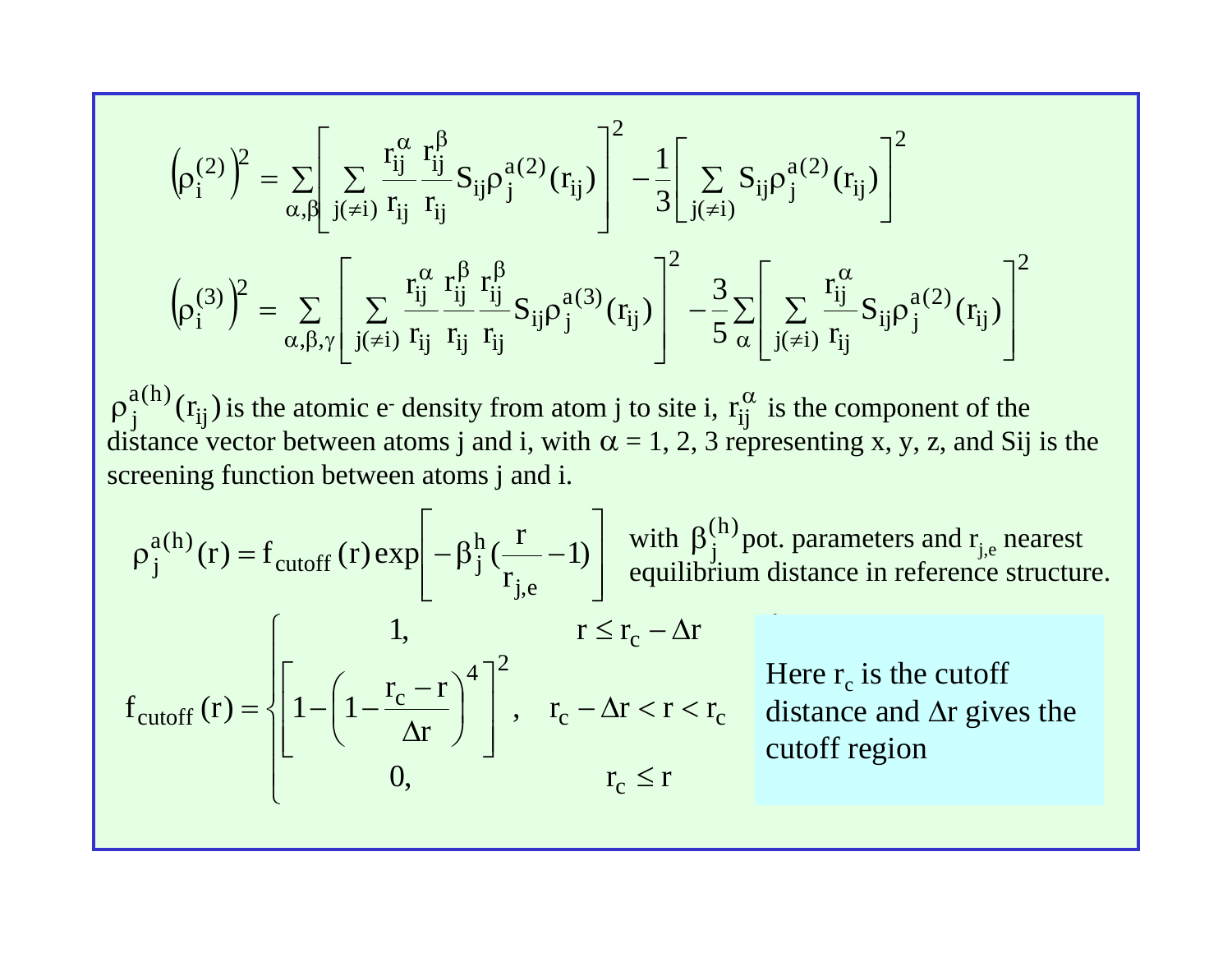$$\left(\rho_i^{(2)}\right)^2 = \sum_{\alpha,\beta}\left[\sum_{j(\neq i)} \frac{r_{ij}^{\alpha}}{r_{ij}}\frac{r_{ij}^{\beta}}{r_{ij}} S_{ij}\rho_j^{a(2)}(r_{ij})\right]^2 - \frac{1}{3}\left[\sum_{j(\neq i)} S_{ij}\rho_j^{a(2)}(r_{ij})\right]^2$$

$$\left(\rho_i^{(3)}\right)^2 = \sum_{\alpha,\beta,\gamma}\left[\sum_{j(\neq i)} \frac{r_{ij}^{\alpha}}{r_{ij}}\frac{r_{ij}^{\beta}}{r_{ij}}\frac{r_{ij}^{\beta}}{r_{ij}} S_{ij}\rho_j^{a(3)}(r_{ij})\right]^2 - \frac{3}{5}\sum_{\alpha}\left[\sum_{j(\neq i)} \frac{r_{ij}^{\alpha}}{r_{ij}} S_{ij}\rho_j^{a(2)}(r_{ij})\right]^2$$

$\rho_j^{a(h)}(r_{ij})$ is the atomic e$^-$ density from atom j to site i, $r_{ij}^{\alpha}$ is the component of the distance vector between atoms j and i, with $\alpha$ = 1, 2, 3 representing x, y, z, and Sij is the screening function between atoms j and i.

$$\rho_j^{a(h)}(r) = f_{cutoff}(r)\exp\left[-\beta_j^h\left(\frac{r}{r_{j,e}} - 1\right)\right]$$

with $\beta_j^{(h)}$ pot. parameters and $r_{j,e}$ nearest equilibrium distance in reference structure.

$$f_{cutoff}(r) = \begin{cases} 1, & r \le r_c - \Delta r \\ \left[1 - \left(1 - \dfrac{r_c - r}{\Delta r}\right)^4\right]^2, & r_c - \Delta r < r < r_c \\ 0, & r_c \le r \end{cases}$$

Here $r_c$ is the cutoff distance and $\Delta r$ gives the cutoff region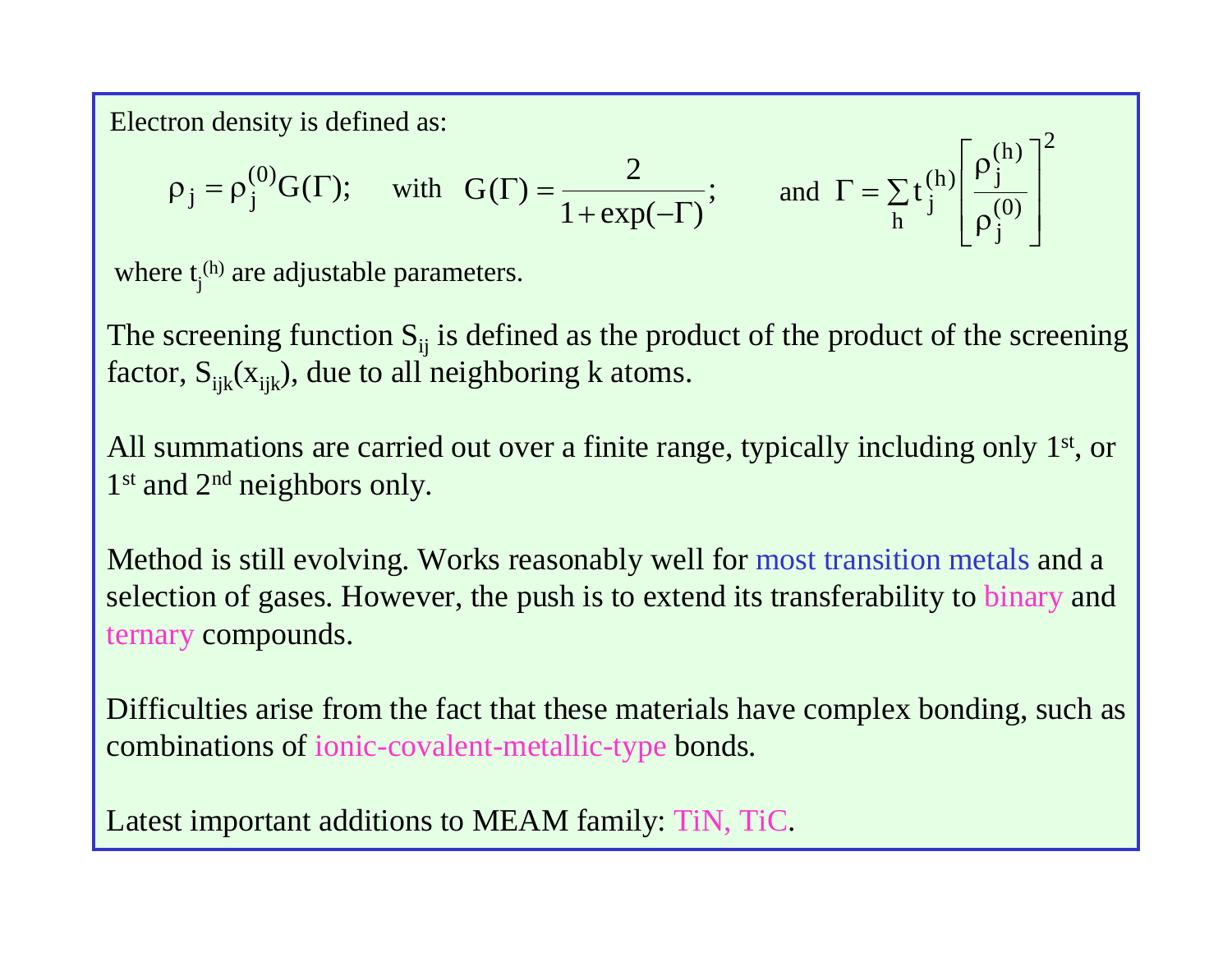Electron density is defined as:

$$\rho_j = \rho_j^{(0)} G(\Gamma); \quad \text{with} \quad G(\Gamma) = \frac{2}{1+\exp(-\Gamma)}; \qquad \text{and} \;\; \Gamma = \sum_h t_j^{(h)} \left[ \frac{\rho_j^{(h)}}{\rho_j^{(0)}} \right]^2$$

where $t_j^{(h)}$ are adjustable parameters.

The screening function $S_{ij}$ is defined as the product of the product of the screening factor, $S_{ijk}(x_{ijk})$, due to all neighboring k atoms.

All summations are carried out over a finite range, typically including only 1st, or 1st and 2nd neighbors only.

Method is still evolving. Works reasonably well for most transition metals and a selection of gases. However, the push is to extend its transferability to binary and ternary compounds.

Difficulties arise from the fact that these materials have complex bonding, such as combinations of ionic-covalent-metallic-type bonds.

Latest important additions to MEAM family: TiN, TiC.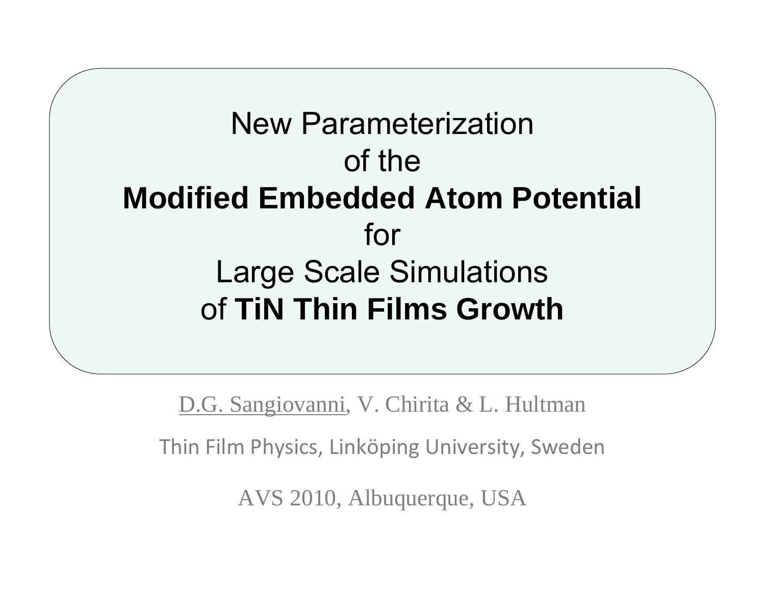# New Parameterization of the **Modified Embedded Atom Potential** for Large Scale Simulations of **TiN Thin Films Growth**

D.G. Sangiovanni, V. Chirita & L. Hultman

Thin Film Physics, Linköping University, Sweden

AVS 2010, Albuquerque, USA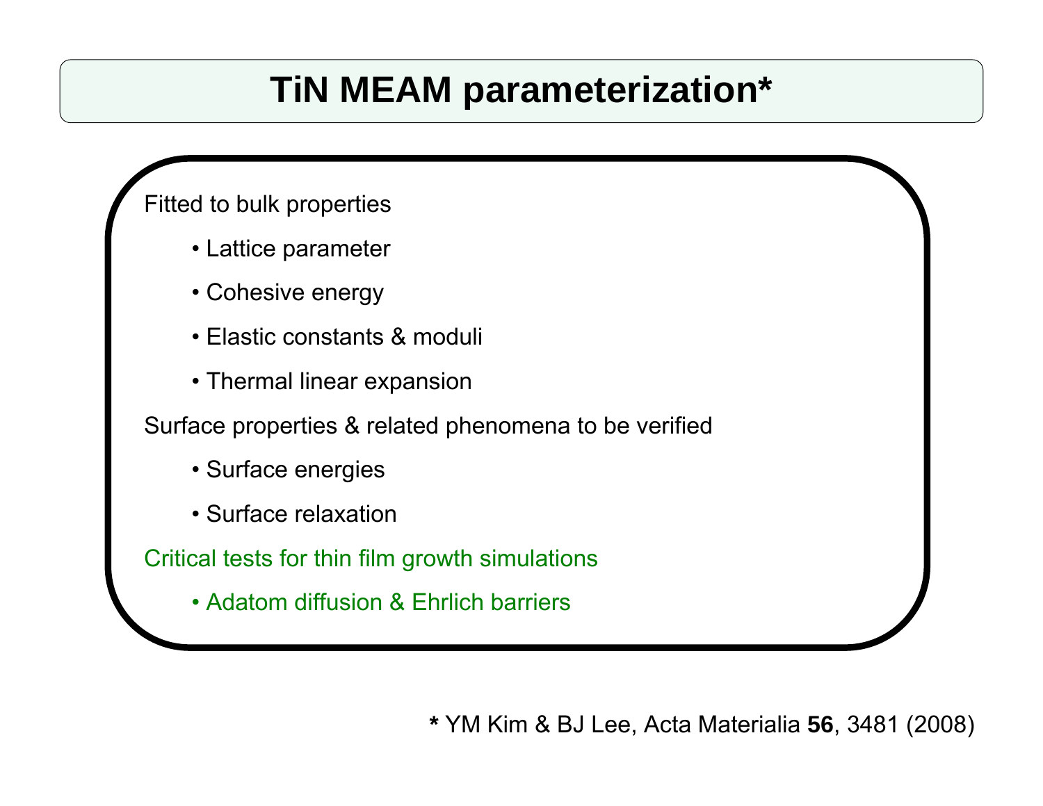# TiN MEAM parameterization*

Fitted to bulk properties

- Lattice parameter
- Cohesive energy
- Elastic constants & moduli
- Thermal linear expansion

Surface properties & related phenomena to be verified

- Surface energies
- Surface relaxation

Critical tests for thin film growth simulations

- Adatom diffusion & Ehrlich barriers

**\*** YM Kim & BJ Lee, Acta Materialia **56**, 3481 (2008)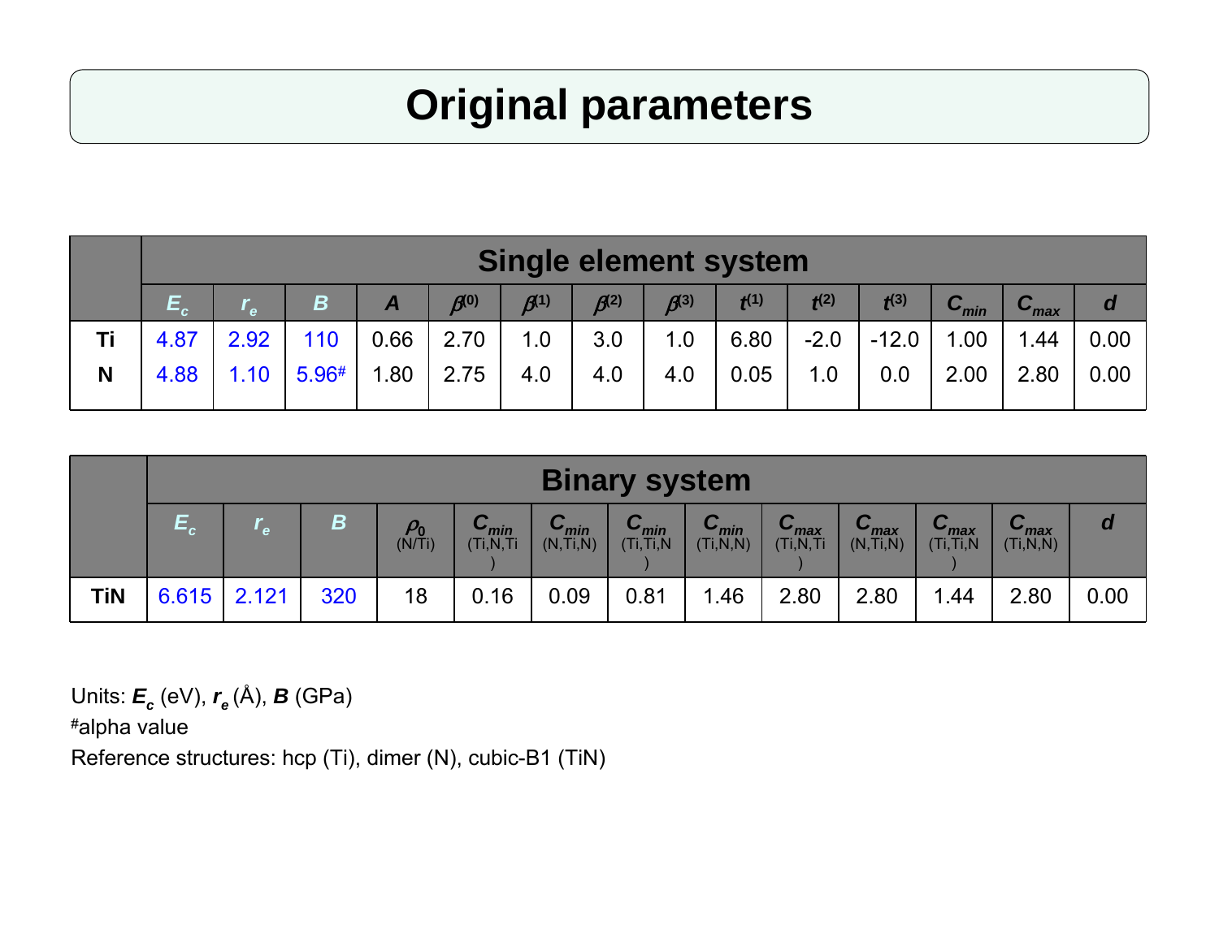# Original parameters

| | Single element system | | | | | | | | | | | | | |
|---|---|---|---|---|---|---|---|---|---|---|---|---|---|---|
| | $E_c$ | $r_e$ | $B$ | $A$ | $\beta^{(0)}$ | $\beta^{(1)}$ | $\beta^{(2)}$ | $\beta^{(3)}$ | $t^{(1)}$ | $t^{(2)}$ | $t^{(3)}$ | $C_{min}$ | $C_{max}$ | $d$ |
| Ti | 4.87 | 2.92 | 110 | 0.66 | 2.70 | 1.0 | 3.0 | 1.0 | 6.80 | -2.0 | -12.0 | 1.00 | 1.44 | 0.00 |
| N | 4.88 | 1.10 | 5.96# | 1.80 | 2.75 | 4.0 | 4.0 | 4.0 | 0.05 | 1.0 | 0.0 | 2.00 | 2.80 | 0.00 |

| | Binary system | | | | | | | | | | | | |
|---|---|---|---|---|---|---|---|---|---|---|---|---|---|
| | $E_c$ | $r_e$ | $B$ | $\rho_0$ (N/Ti) | $C_{min}$ (Ti,N,Ti) | $C_{min}$ (N,Ti,N) | $C_{min}$ (Ti,Ti,N) | $C_{min}$ (Ti,N,N) | $C_{max}$ (Ti,N,Ti) | $C_{max}$ (N,Ti,N) | $C_{max}$ (Ti,Ti,N) | $C_{max}$ (Ti,N,N) | $d$ |
| TiN | 6.615 | 2.121 | 320 | 18 | 0.16 | 0.09 | 0.81 | 1.46 | 2.80 | 2.80 | 1.44 | 2.80 | 0.00 |

Units: $E_c$ (eV), $r_e$ (Å), $B$ (GPa)

#alpha value

Reference structures: hcp (Ti), dimer (N), cubic-B1 (TiN)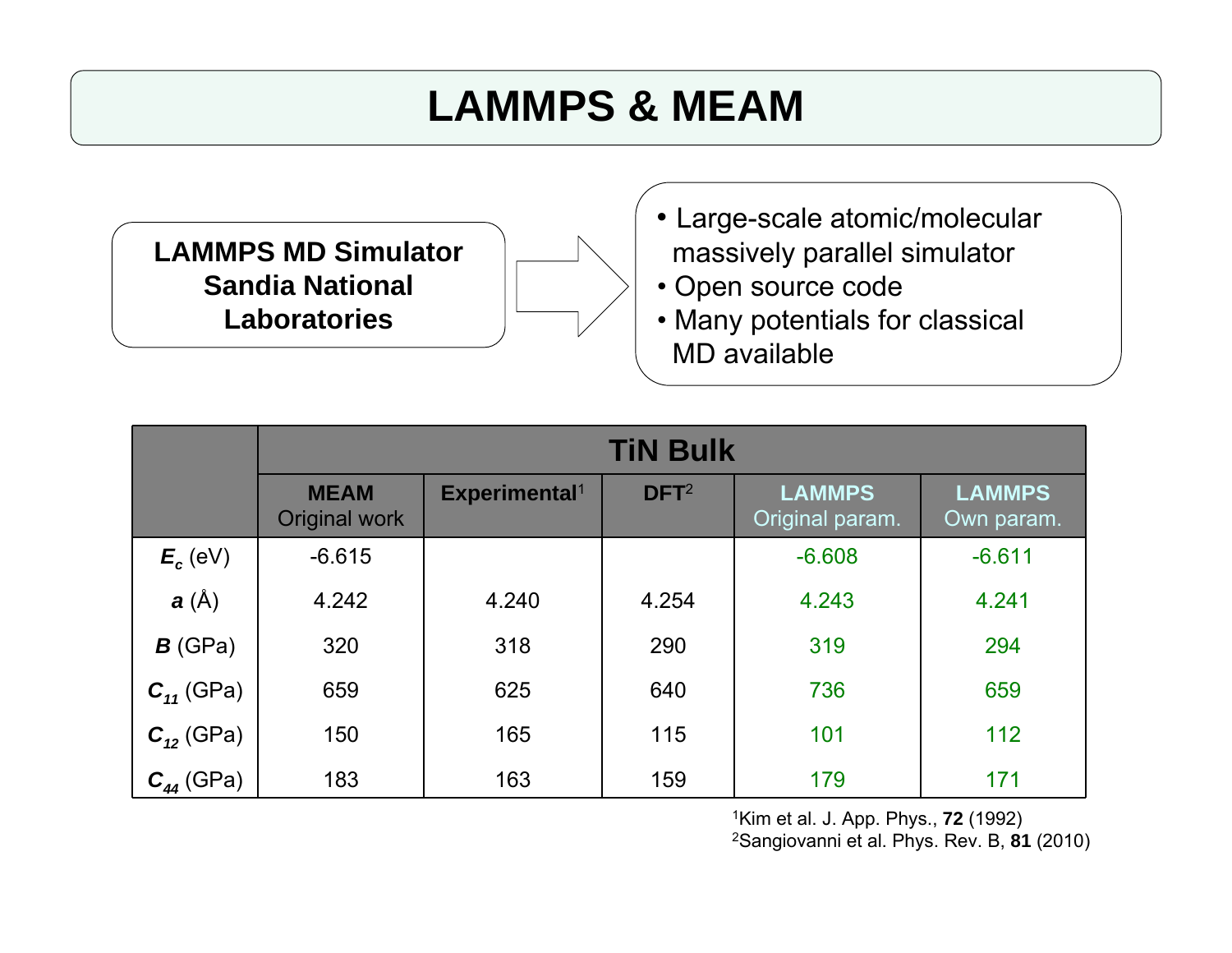# LAMMPS & MEAM

**LAMMPS MD Simulator**
**Sandia National Laboratories**

- Large-scale atomic/molecular massively parallel simulator
- Open source code
- Many potentials for classical MD available

| | TiN Bulk | | | | |
|---|---|---|---|---|---|
| | **MEAM** Original work | **Experimental**[1] | **DFT**[2] | **LAMMPS** Original param. | **LAMMPS** Own param. |
| $E_c$ (eV) | -6.615 | | | -6.608 | -6.611 |
| $a$ (Å) | 4.242 | 4.240 | 4.254 | 4.243 | 4.241 |
| $B$ (GPa) | 320 | 318 | 290 | 319 | 294 |
| $C_{11}$ (GPa) | 659 | 625 | 640 | 736 | 659 |
| $C_{12}$ (GPa) | 150 | 165 | 115 | 101 | 112 |
| $C_{44}$ (GPa) | 183 | 163 | 159 | 179 | 171 |

[1]Kim et al. J. App. Phys., **72** (1992)
[2]Sangiovanni et al. Phys. Rev. B, **81** (2010)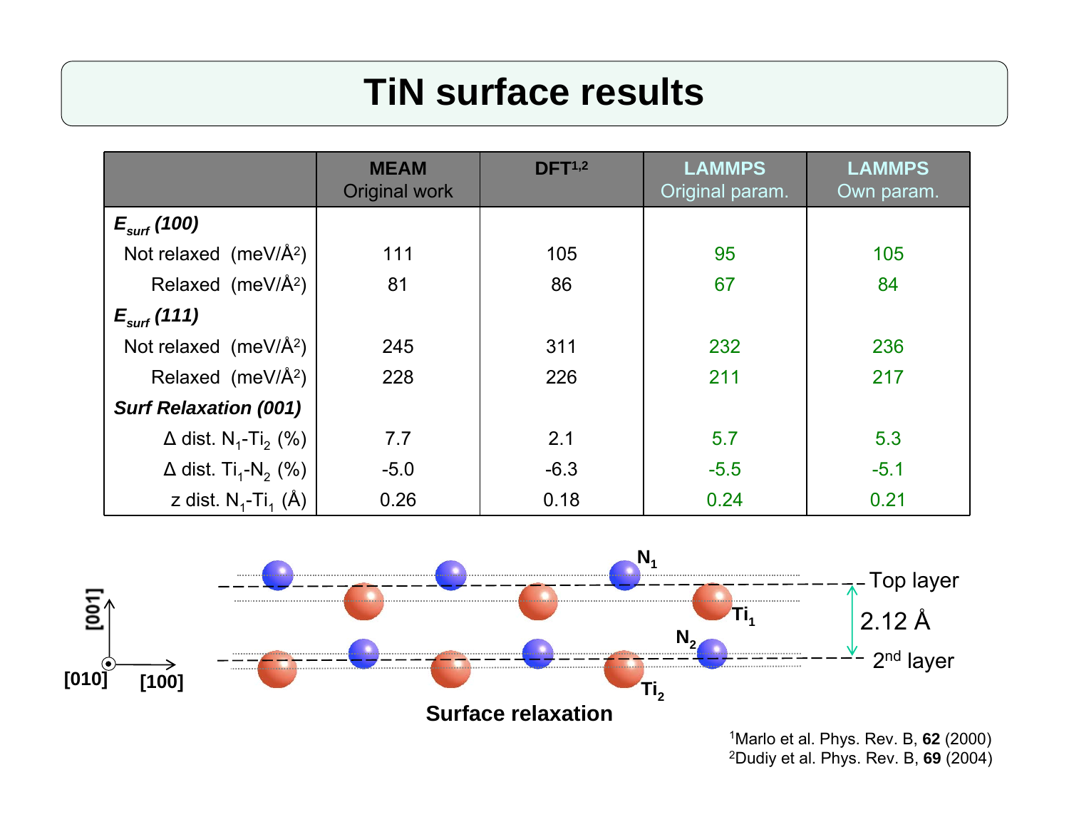# TiN surface results

| | MEAM Original work | DFT[1,2] | LAMMPS Original param. | LAMMPS Own param. |
|---|---|---|---|---|
| ***E**$_{surf}$* ***(100)*** | | | | |
| Not relaxed (meV/Å$^2$) | 111 | 105 | 95 | 105 |
| Relaxed (meV/Å$^2$) | 81 | 86 | 67 | 84 |
| ***E**$_{surf}$* ***(111)*** | | | | |
| Not relaxed (meV/Å$^2$) | 245 | 311 | 232 | 236 |
| Relaxed (meV/Å$^2$) | 228 | 226 | 211 | 217 |
| ***Surf Relaxation (001)*** | | | | |
| Δ dist. $N_1$-$Ti_2$ (%) | 7.7 | 2.1 | 5.7 | 5.3 |
| Δ dist. $Ti_1$-$N_2$ (%) | -5.0 | -6.3 | -5.5 | -5.1 |
| z dist. $N_1$-$Ti_1$ (Å) | 0.26 | 0.18 | 0.24 | 0.21 |

$N_1$, $Ti_1$, $N_2$, $Ti_2$ — Top layer, 2.12 Å, 2[nd] layer — [001], [010], [100]

**Surface relaxation**

[1]Marlo et al. Phys. Rev. B, **62** (2000)
[2]Dudiy et al. Phys. Rev. B, **69** (2004)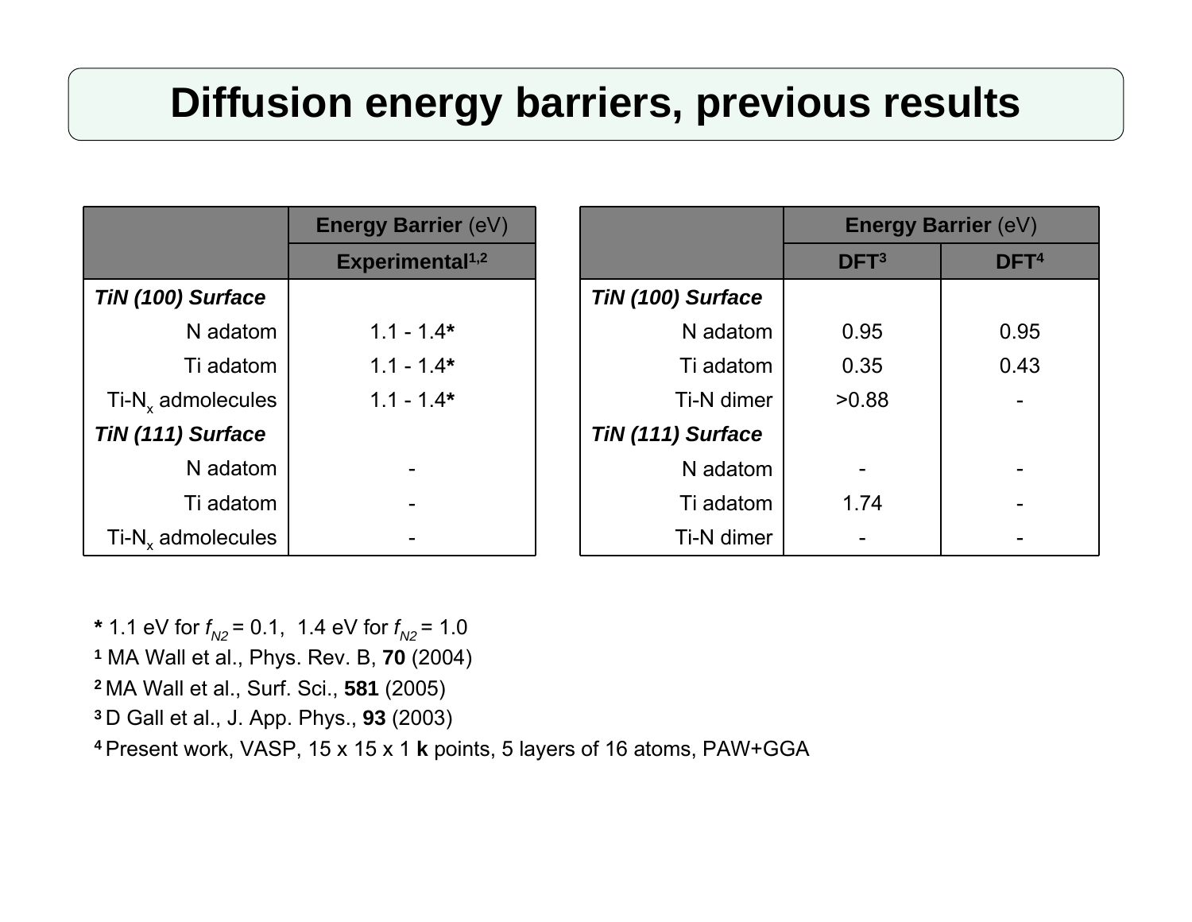# Diffusion energy barriers, previous results

| | **Energy Barrier** (eV) |
|---|---|
| | **Experimental**[1,2] |
| ***TiN (100) Surface*** | |
| N adatom | 1.1 - 1.4***** |
| Ti adatom | 1.1 - 1.4***** |
| Ti-$N_x$ admolecules | 1.1 - 1.4***** |
| ***TiN (111) Surface*** | |
| N adatom | - |
| Ti adatom | - |
| Ti-$N_x$ admolecules | - |

| | **Energy Barrier** (eV) | |
|---|---|---|
| | **DFT**[3] | **DFT**[4] |
| ***TiN (100) Surface*** | | |
| N adatom | 0.95 | 0.95 |
| Ti adatom | 0.35 | 0.43 |
| Ti-N dimer | >0.88 | - |
| ***TiN (111) Surface*** | | |
| N adatom | - | - |
| Ti adatom | 1.74 | - |
| Ti-N dimer | - | - |

***** 1.1 eV for $f_{N2}$ = 0.1, 1.4 eV for $f_{N2}$ = 1.0

[1] MA Wall et al., Phys. Rev. B, **70** (2004)

[2] MA Wall et al., Surf. Sci., **581** (2005)

[3] D Gall et al., J. App. Phys., **93** (2003)

[4] Present work, VASP, 15 x 15 x 1 **k** points, 5 layers of 16 atoms, PAW+GGA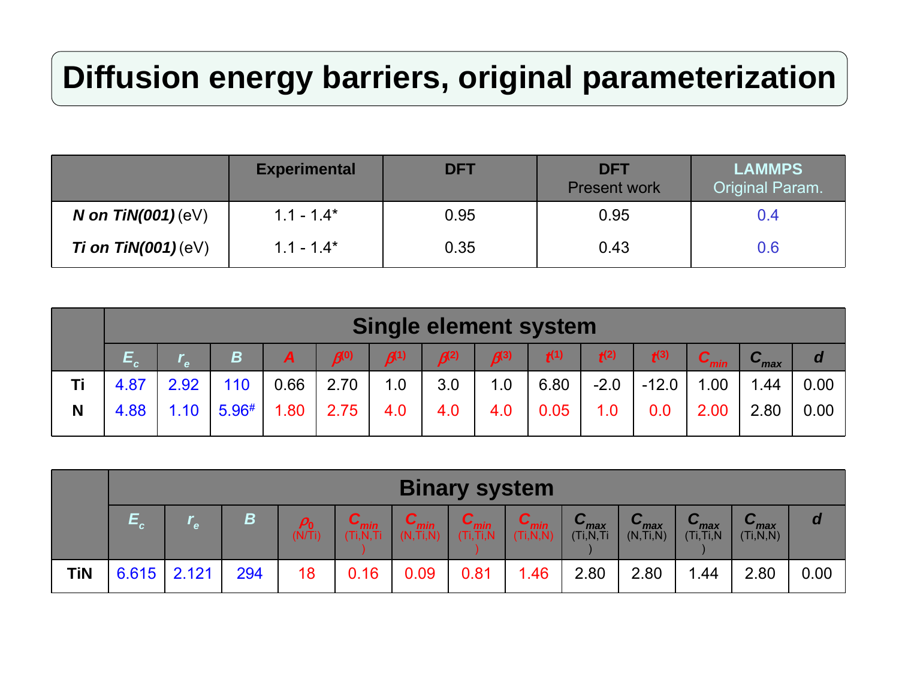# Diffusion energy barriers, original parameterization

| | Experimental | DFT | DFT Present work | LAMMPS Original Param. |
|---|---|---|---|---|
| ***N on TiN(001)*** (eV) | 1.1 - 1.4* | 0.95 | 0.95 | 0.4 |
| ***Ti on TiN(001)*** (eV) | 1.1 - 1.4* | 0.35 | 0.43 | 0.6 |

| | Single element system | | | | | | | | | | | | | |
|---|---|---|---|---|---|---|---|---|---|---|---|---|---|---|
| | $E_c$ | $r_e$ | $B$ | $A$ | $\beta^{(0)}$ | $\beta^{(1)}$ | $\beta^{(2)}$ | $\beta^{(3)}$ | $t^{(1)}$ | $t^{(2)}$ | $t^{(3)}$ | $C_{min}$ | $C_{max}$ | $d$ |
| **Ti** | 4.87 | 2.92 | 110 | 0.66 | 2.70 | 1.0 | 3.0 | 1.0 | 6.80 | -2.0 | -12.0 | 1.00 | 1.44 | 0.00 |
| **N** | 4.88 | 1.10 | 5.96# | 1.80 | 2.75 | 4.0 | 4.0 | 4.0 | 0.05 | 1.0 | 0.0 | 2.00 | 2.80 | 0.00 |

| | Binary system | | | | | | | | | | | | |
|---|---|---|---|---|---|---|---|---|---|---|---|---|---|
| | $E_c$ | $r_e$ | $B$ | $\rho_0$ (N/Ti) | $C_{min}$ (Ti,N,Ti) | $C_{min}$ (N,Ti,N) | $C_{min}$ (Ti,Ti,N) | $C_{min}$ (Ti,N,N) | $C_{max}$ (Ti,N,Ti) | $C_{max}$ (N,Ti,N) | $C_{max}$ (Ti,Ti,N) | $C_{max}$ (Ti,N,N) | $d$ |
| **TiN** | 6.615 | 2.121 | 294 | 18 | 0.16 | 0.09 | 0.81 | 1.46 | 2.80 | 2.80 | 1.44 | 2.80 | 0.00 |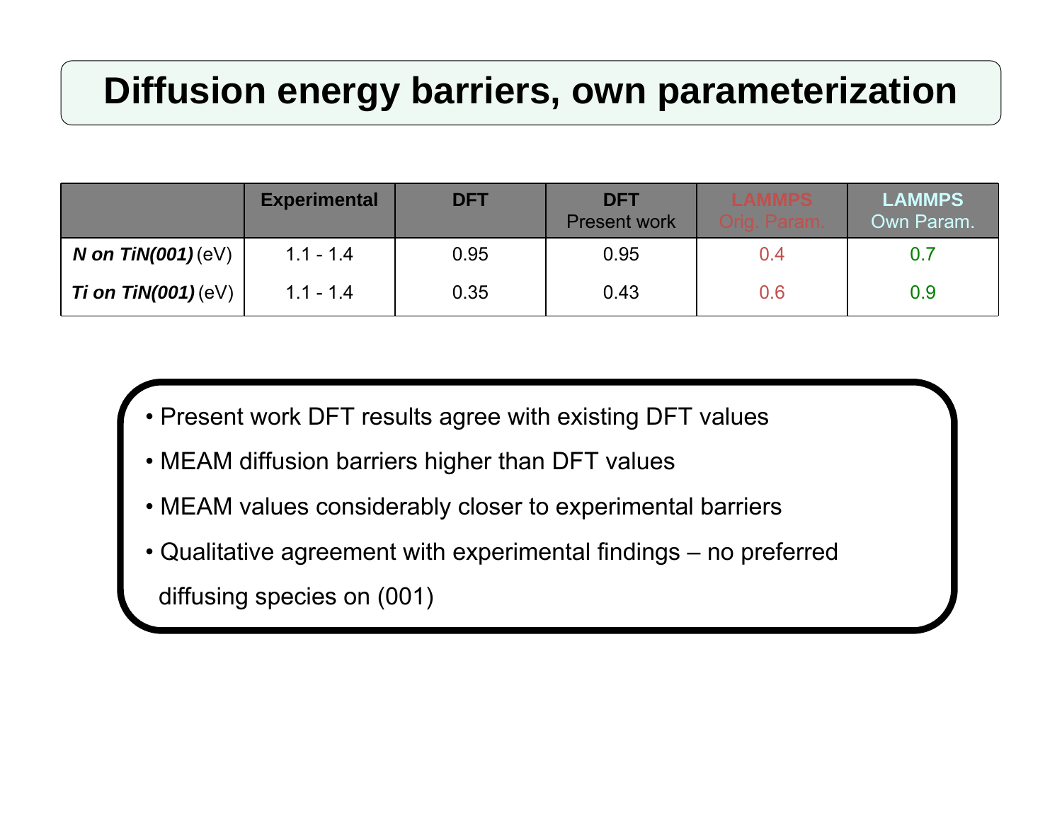# Diffusion energy barriers, own parameterization

| | Experimental | DFT | DFT Present work | LAMMPS Orig. Param. | LAMMPS Own Param. |
|---|---|---|---|---|---|
| ***N on TiN(001)*** (eV) | 1.1 - 1.4 | 0.95 | 0.95 | 0.4 | 0.7 |
| ***Ti on TiN(001)*** (eV) | 1.1 - 1.4 | 0.35 | 0.43 | 0.6 | 0.9 |

- Present work DFT results agree with existing DFT values
- MEAM diffusion barriers higher than DFT values
- MEAM values considerably closer to experimental barriers
- Qualitative agreement with experimental findings – no preferred diffusing species on (001)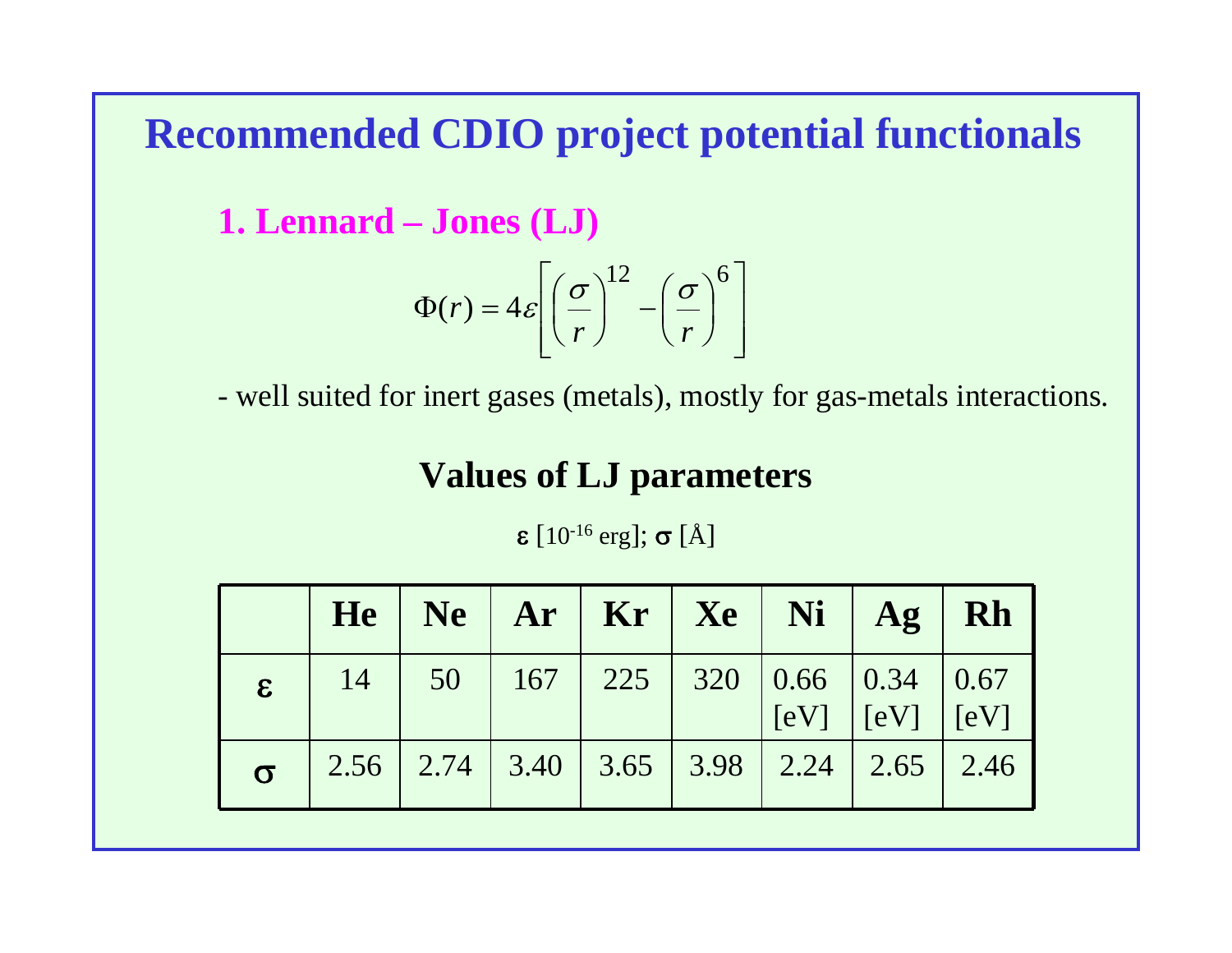# Recommended CDIO project potential functionals

## 1. Lennard – Jones (LJ)

$$\Phi(r) = 4\varepsilon\left[\left(\frac{\sigma}{r}\right)^{12} - \left(\frac{\sigma}{r}\right)^{6}\right]$$

- well suited for inert gases (metals), mostly for gas-metals interactions.

### Values of LJ parameters

$\varepsilon$ [$10^{-16}$ erg]; $\sigma$ [Å]

| | He | Ne | Ar | Kr | Xe | Ni | Ag | Rh |
|---|---|---|---|---|---|---|---|---|
| $\varepsilon$ | 14 | 50 | 167 | 225 | 320 | 0.66 [eV] | 0.34 [eV] | 0.67 [eV] |
| $\sigma$ | 2.56 | 2.74 | 3.40 | 3.65 | 3.98 | 2.24 | 2.65 | 2.46 |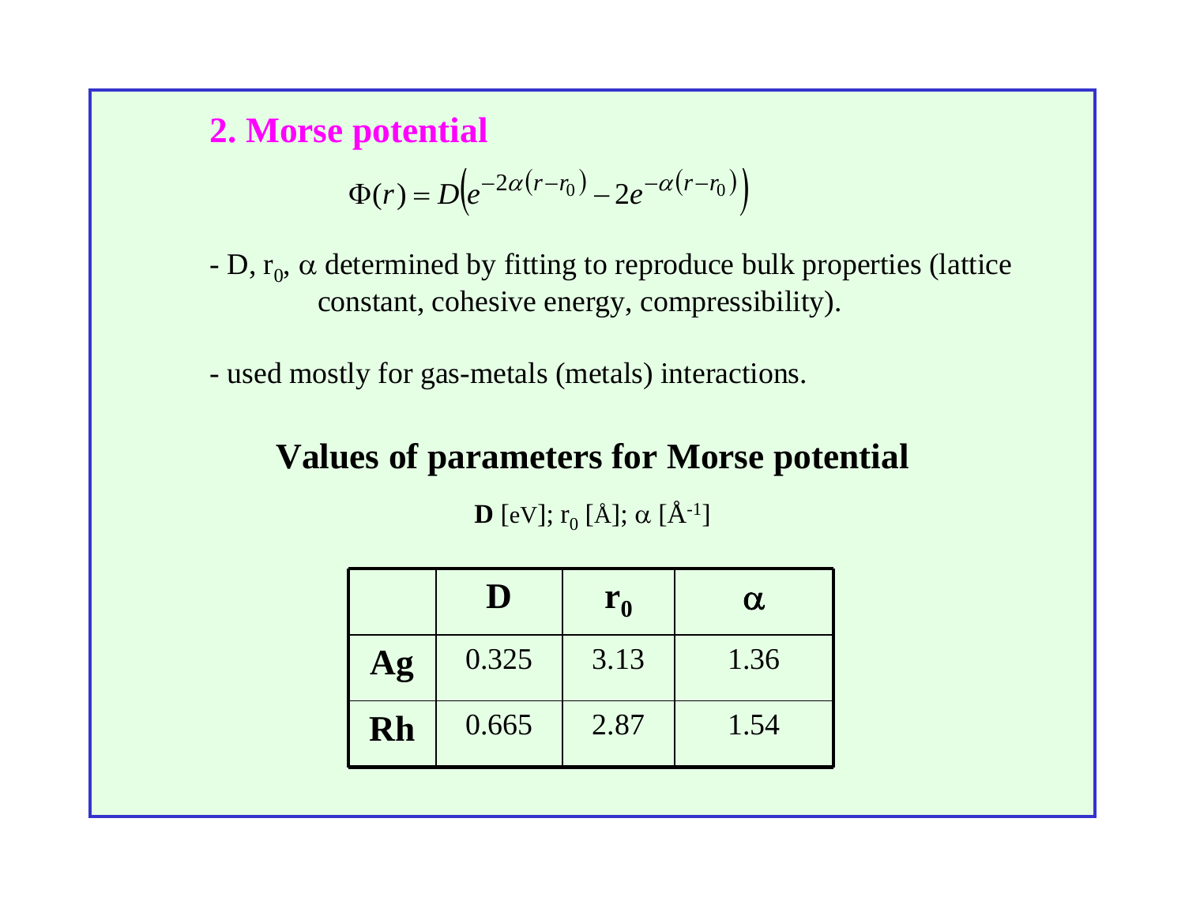## 2. Morse potential

$$\Phi(r) = D\left(e^{-2\alpha(r-r_0)} - 2e^{-\alpha(r-r_0)}\right)$$

- D, $r_0$, $\alpha$ determined by fitting to reproduce bulk properties (lattice constant, cohesive energy, compressibility).

- used mostly for gas-metals (metals) interactions.

### Values of parameters for Morse potential

**D** [eV]; $r_0$ [Å]; $\alpha$ [Å$^{-1}$]

| | **D** | $\mathbf{r_0}$ | $\boldsymbol{\alpha}$ |
|---|---|---|---|
| **Ag** | 0.325 | 3.13 | 1.36 |
| **Rh** | 0.665 | 2.87 | 1.54 |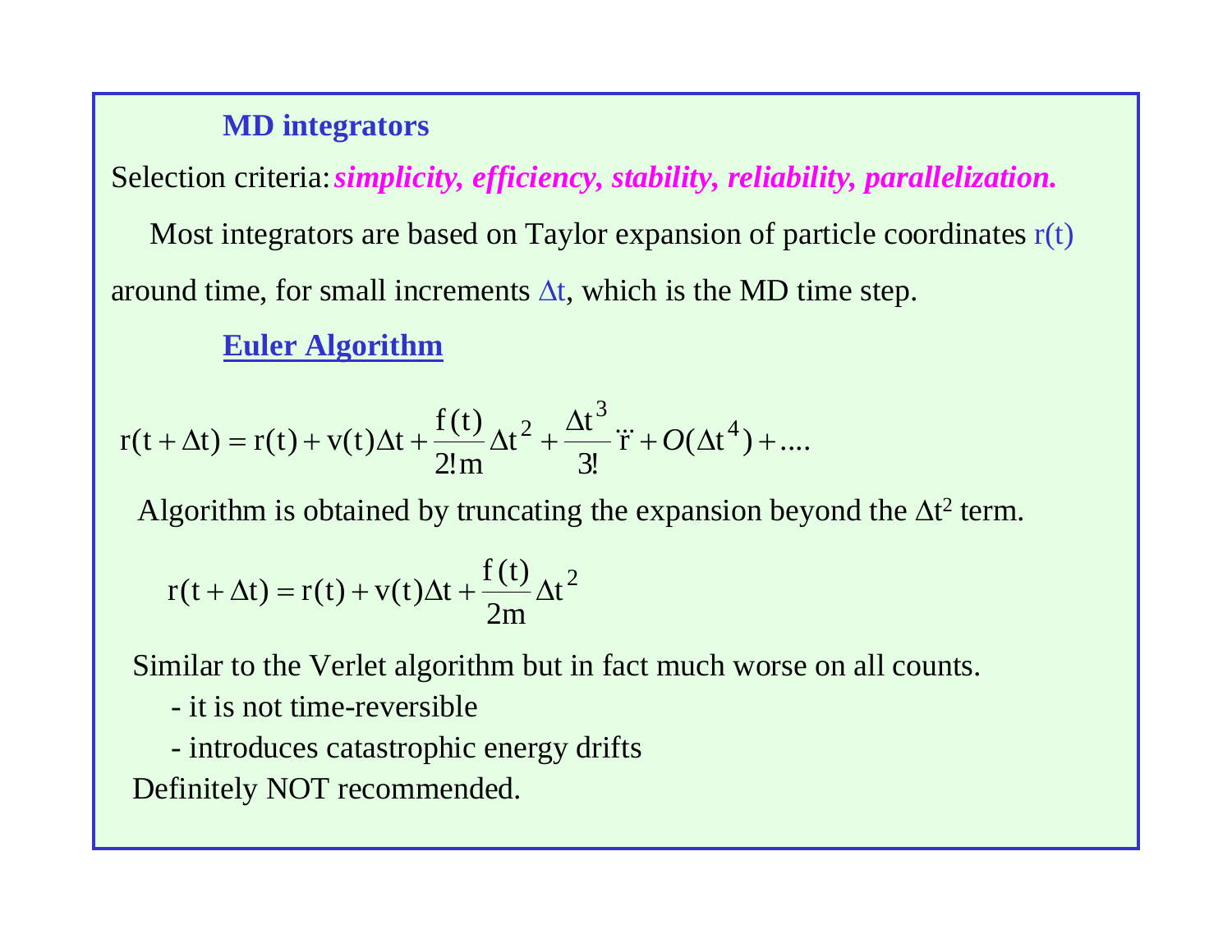## MD integrators

Selection criteria: ***simplicity, efficiency, stability, reliability, parallelization.***

Most integrators are based on Taylor expansion of particle coordinates $r(t)$ around time, for small increments $\Delta t$, which is the MD time step.

### Euler Algorithm

$$r(t+\Delta t) = r(t) + v(t)\Delta t + \frac{f(t)}{2!m}\Delta t^2 + \frac{\Delta t^3}{3!}\dddot{r} + O(\Delta t^4) + \ldots.$$

Algorithm is obtained by truncating the expansion beyond the $\Delta t^2$ term.

$$r(t+\Delta t) = r(t) + v(t)\Delta t + \frac{f(t)}{2m}\Delta t^2$$

Similar to the Verlet algorithm but in fact much worse on all counts.

- it is not time-reversible
- introduces catastrophic energy drifts

Definitely NOT recommended.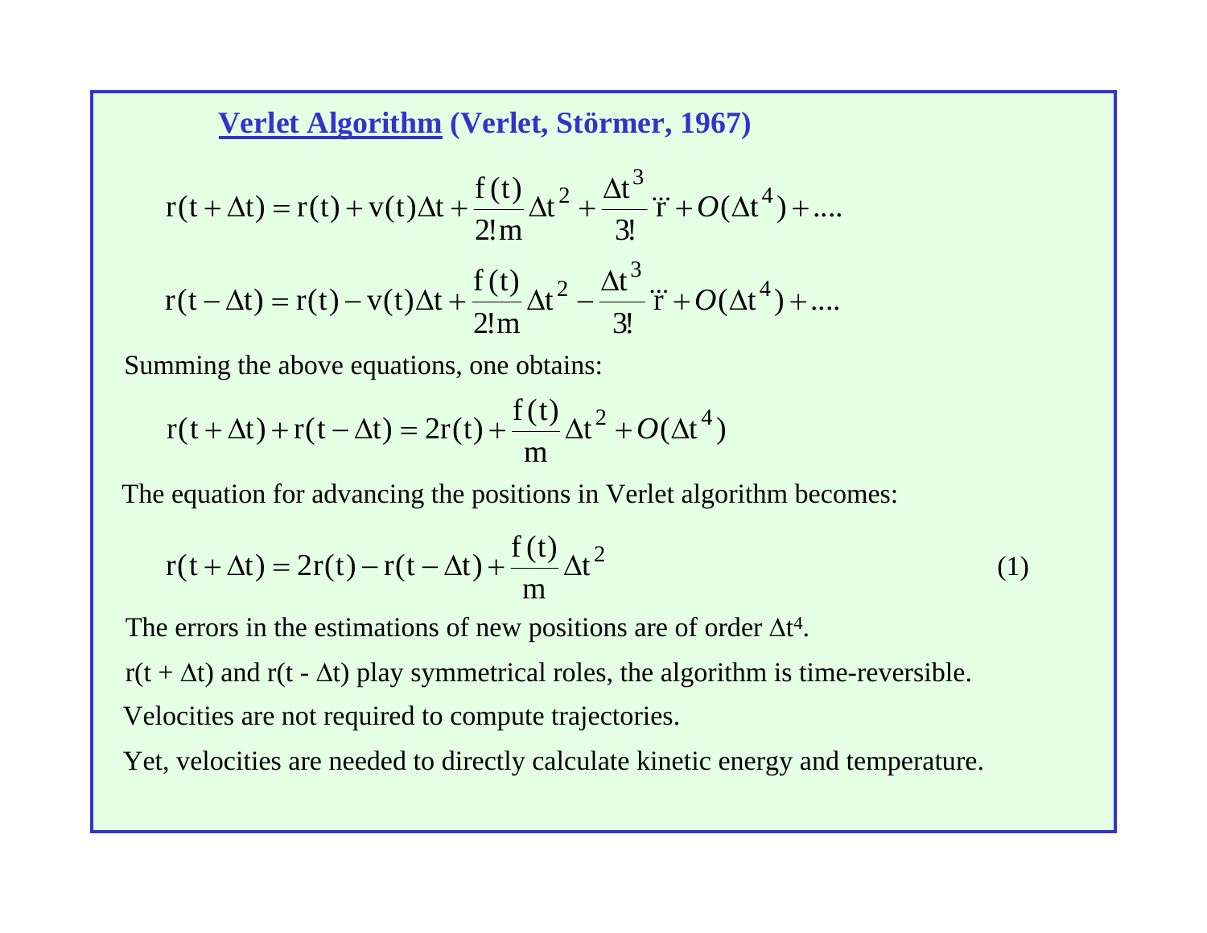## Verlet Algorithm (Verlet, Störmer, 1967)

$$r(t+\Delta t) = r(t) + v(t)\Delta t + \frac{f(t)}{2!m}\Delta t^2 + \frac{\Delta t^3}{3!}\dddot{r} + O(\Delta t^4) + ....$$

$$r(t-\Delta t) = r(t) - v(t)\Delta t + \frac{f(t)}{2!m}\Delta t^2 - \frac{\Delta t^3}{3!}\dddot{r} + O(\Delta t^4) + ....$$

Summing the above equations, one obtains:

$$r(t+\Delta t) + r(t-\Delta t) = 2r(t) + \frac{f(t)}{m}\Delta t^2 + O(\Delta t^4)$$

The equation for advancing the positions in Verlet algorithm becomes:

$$r(t+\Delta t) = 2r(t) - r(t-\Delta t) + \frac{f(t)}{m}\Delta t^2 \tag{1}$$

The errors in the estimations of new positions are of order $\Delta t^4$.

$r(t + \Delta t)$ and $r(t - \Delta t)$ play symmetrical roles, the algorithm is time-reversible.

Velocities are not required to compute trajectories.

Yet, velocities are needed to directly calculate kinetic energy and temperature.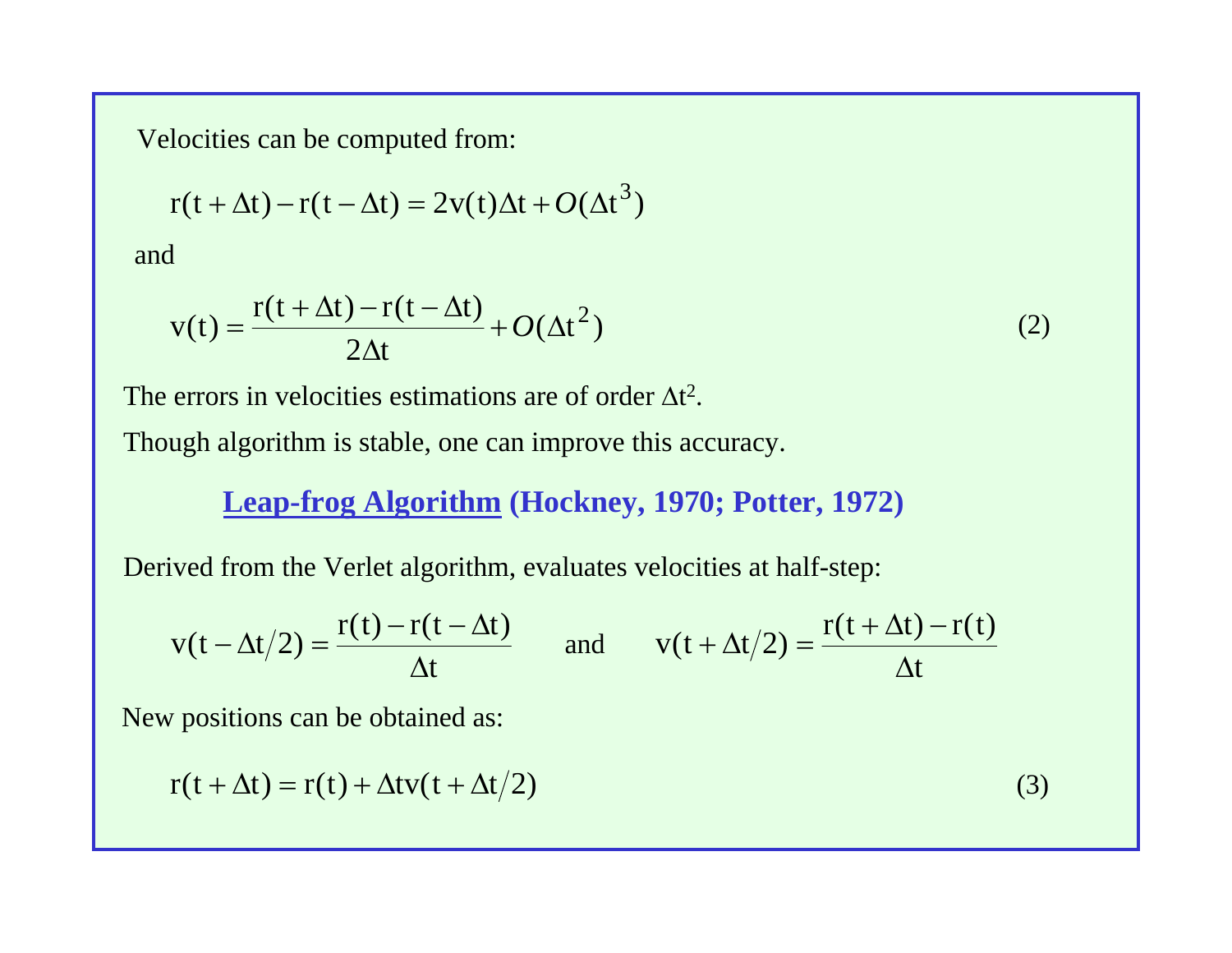Velocities can be computed from:

$$r(t+\Delta t) - r(t-\Delta t) = 2v(t)\Delta t + O(\Delta t^3)$$

and

$$v(t) = \frac{r(t+\Delta t) - r(t-\Delta t)}{2\Delta t} + O(\Delta t^2) \tag{2}$$

The errors in velocities estimations are of order $\Delta t^2$.

Though algorithm is stable, one can improve this accuracy.

## **Leap-frog Algorithm (Hockney, 1970; Potter, 1972)**

Derived from the Verlet algorithm, evaluates velocities at half-step:

$$v(t-\Delta t/2) = \frac{r(t) - r(t-\Delta t)}{\Delta t} \quad \text{and} \quad v(t+\Delta t/2) = \frac{r(t+\Delta t) - r(t)}{\Delta t}$$

New positions can be obtained as:

$$r(t+\Delta t) = r(t) + \Delta t v(t+\Delta t/2) \tag{3}$$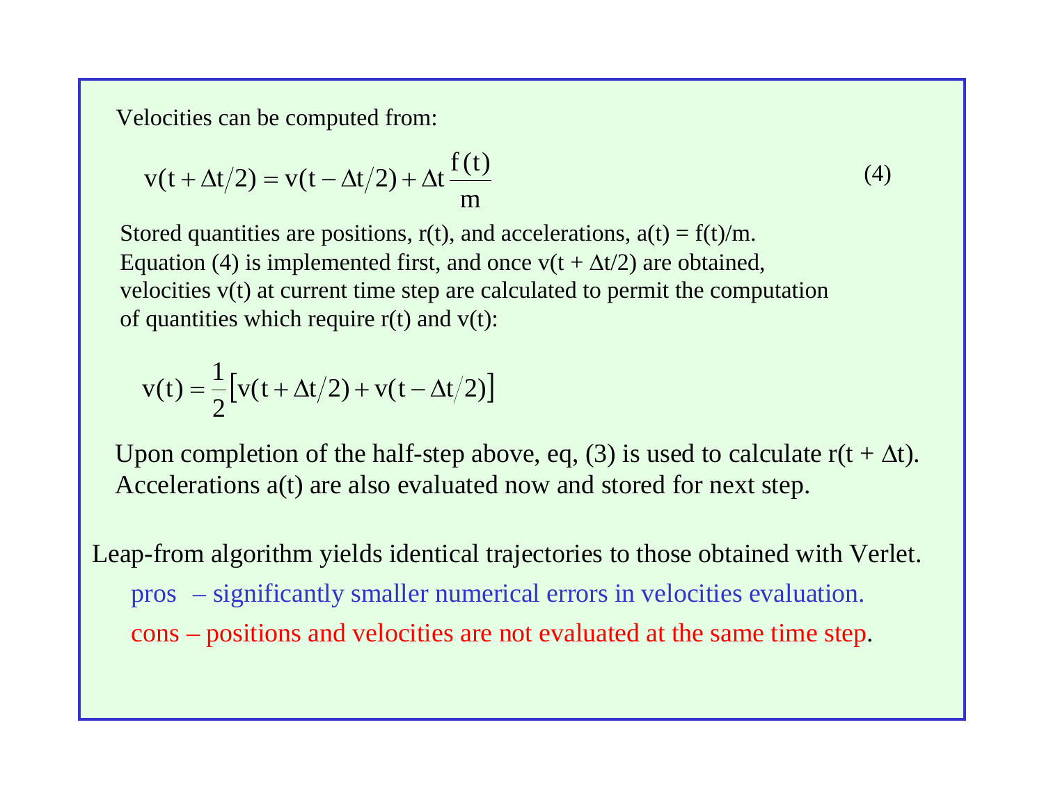Velocities can be computed from:

$$v(t + \Delta t/2) = v(t - \Delta t/2) + \Delta t \frac{f(t)}{m} \tag{4}$$

Stored quantities are positions, $r(t)$, and accelerations, $a(t) = f(t)/m$. Equation (4) is implemented first, and once $v(t + \Delta t/2)$ are obtained, velocities $v(t)$ at current time step are calculated to permit the computation of quantities which require $r(t)$ and $v(t)$:

$$v(t) = \frac{1}{2}\left[v(t + \Delta t/2) + v(t - \Delta t/2)\right]$$

Upon completion of the half-step above, eq, (3) is used to calculate $r(t + \Delta t)$. Accelerations $a(t)$ are also evaluated now and stored for next step.

Leap-from algorithm yields identical trajectories to those obtained with Verlet.

- pros – significantly smaller numerical errors in velocities evaluation.
- cons – positions and velocities are not evaluated at the same time step.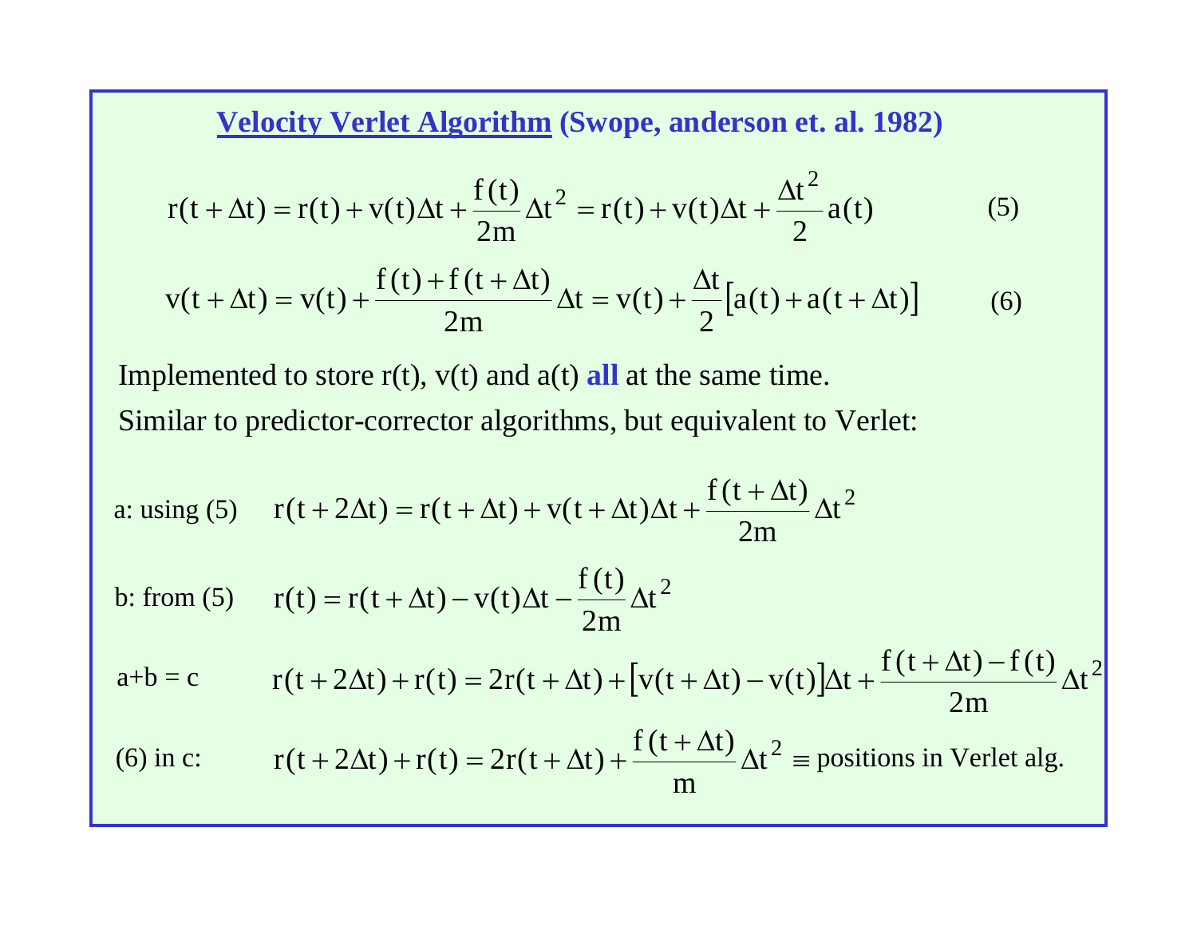## Velocity Verlet Algorithm (Swope, anderson et. al. 1982)

$$r(t+\Delta t) = r(t) + v(t)\Delta t + \frac{f(t)}{2m}\Delta t^2 = r(t) + v(t)\Delta t + \frac{\Delta t^2}{2} a(t) \qquad (5)$$

$$v(t+\Delta t) = v(t) + \frac{f(t) + f(t+\Delta t)}{2m}\Delta t = v(t) + \frac{\Delta t}{2}\left[a(t) + a(t+\Delta t)\right] \qquad (6)$$

Implemented to store r(t), v(t) and a(t) **all** at the same time.

Similar to predictor-corrector algorithms, but equivalent to Verlet:

a: using (5) $\quad r(t+2\Delta t) = r(t+\Delta t) + v(t+\Delta t)\Delta t + \frac{f(t+\Delta t)}{2m}\Delta t^2$

b: from (5) $\quad r(t) = r(t+\Delta t) - v(t)\Delta t - \frac{f(t)}{2m}\Delta t^2$

a+b = c $\quad r(t+2\Delta t) + r(t) = 2r(t+\Delta t) + \left[v(t+\Delta t) - v(t)\right]\Delta t + \frac{f(t+\Delta t) - f(t)}{2m}\Delta t^2$

(6) in c: $\quad r(t+2\Delta t) + r(t) = 2r(t+\Delta t) + \frac{f(t+\Delta t)}{m}\Delta t^2 \equiv$ positions in Verlet alg.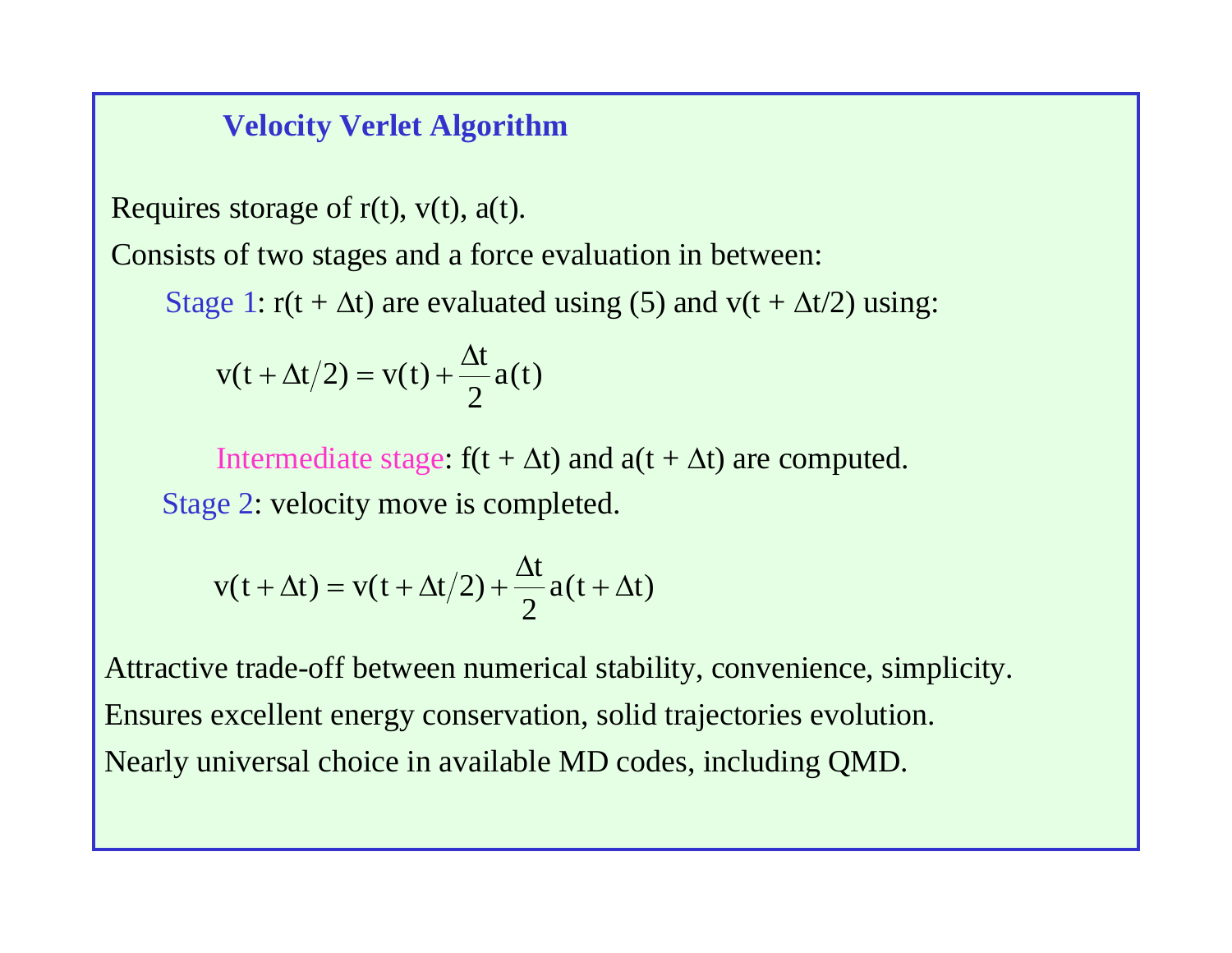## Velocity Verlet Algorithm

Requires storage of $r(t)$, $v(t)$, $a(t)$.

Consists of two stages and a force evaluation in between:

Stage 1: $r(t + \Delta t)$ are evaluated using (5) and $v(t + \Delta t/2)$ using:

$$v(t + \Delta t/2) = v(t) + \frac{\Delta t}{2} a(t)$$

Intermediate stage: $f(t + \Delta t)$ and $a(t + \Delta t)$ are computed.

Stage 2: velocity move is completed.

$$v(t + \Delta t) = v(t + \Delta t/2) + \frac{\Delta t}{2} a(t + \Delta t)$$

Attractive trade-off between numerical stability, convenience, simplicity.

Ensures excellent energy conservation, solid trajectories evolution.

Nearly universal choice in available MD codes, including QMD.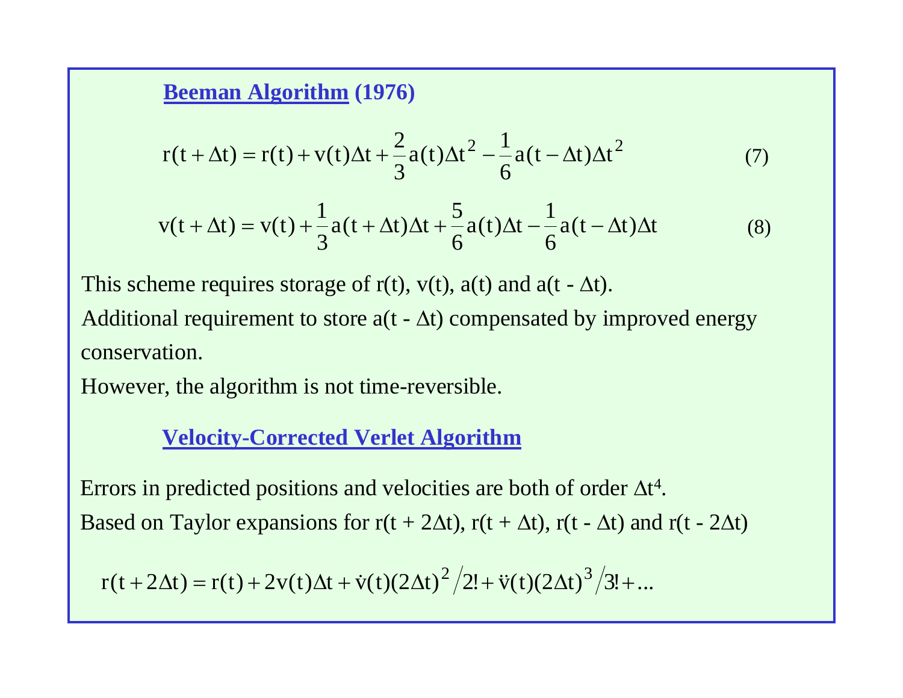## Beeman Algorithm (1976)

$$r(t+\Delta t) = r(t) + v(t)\Delta t + \frac{2}{3}a(t)\Delta t^2 - \frac{1}{6}a(t-\Delta t)\Delta t^2 \tag{7}$$

$$v(t+\Delta t) = v(t) + \frac{1}{3}a(t+\Delta t)\Delta t + \frac{5}{6}a(t)\Delta t - \frac{1}{6}a(t-\Delta t)\Delta t \tag{8}$$

This scheme requires storage of r(t), v(t), a(t) and a(t - $\Delta$t).

Additional requirement to store a(t - $\Delta$t) compensated by improved energy conservation.

However, the algorithm is not time-reversible.

## Velocity-Corrected Verlet Algorithm

Errors in predicted positions and velocities are both of order $\Delta t^4$.

Based on Taylor expansions for r(t + 2$\Delta$t), r(t + $\Delta$t), r(t - $\Delta$t) and r(t - 2$\Delta$t)

$$r(t+2\Delta t) = r(t) + 2v(t)\Delta t + \dot{v}(t)(2\Delta t)^2/2! + \ddot{v}(t)(2\Delta t)^3/3! + \ldots$$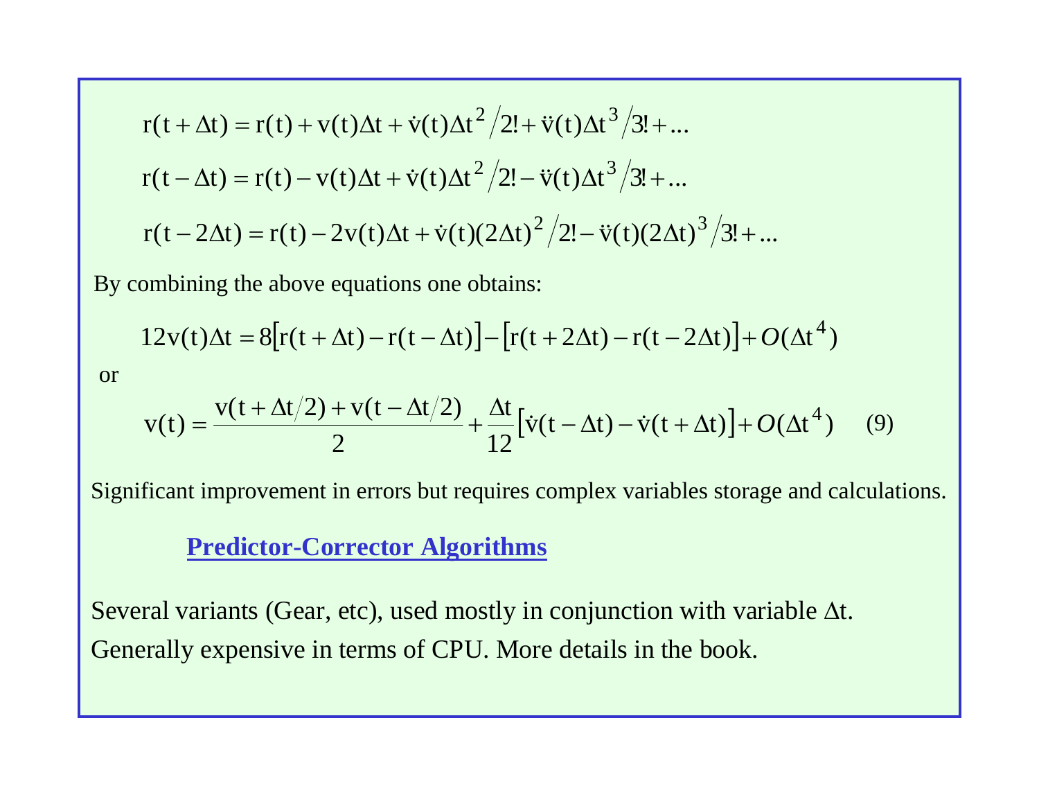$$r(t+\Delta t) = r(t) + v(t)\Delta t + \dot{v}(t)\Delta t^2 / 2! + \ddot{v}(t)\Delta t^3 / 3! + \ldots$$

$$r(t-\Delta t) = r(t) - v(t)\Delta t + \dot{v}(t)\Delta t^2 / 2! - \ddot{v}(t)\Delta t^3 / 3! + \ldots$$

$$r(t-2\Delta t) = r(t) - 2v(t)\Delta t + \dot{v}(t)(2\Delta t)^2 / 2! - \ddot{v}(t)(2\Delta t)^3 / 3! + \ldots$$

By combining the above equations one obtains:

$$12v(t)\Delta t = 8\left[r(t+\Delta t) - r(t-\Delta t)\right] - \left[r(t+2\Delta t) - r(t-2\Delta t)\right] + O(\Delta t^4)$$

or

$$v(t) = \frac{v(t+\Delta t/2) + v(t-\Delta t/2)}{2} + \frac{\Delta t}{12}\left[\dot{v}(t-\Delta t) - \dot{v}(t+\Delta t)\right] + O(\Delta t^4) \qquad (9)$$

Significant improvement in errors but requires complex variables storage and calculations.

## Predictor-Corrector Algorithms

Several variants (Gear, etc), used mostly in conjunction with variable $\Delta t$.
Generally expensive in terms of CPU. More details in the book.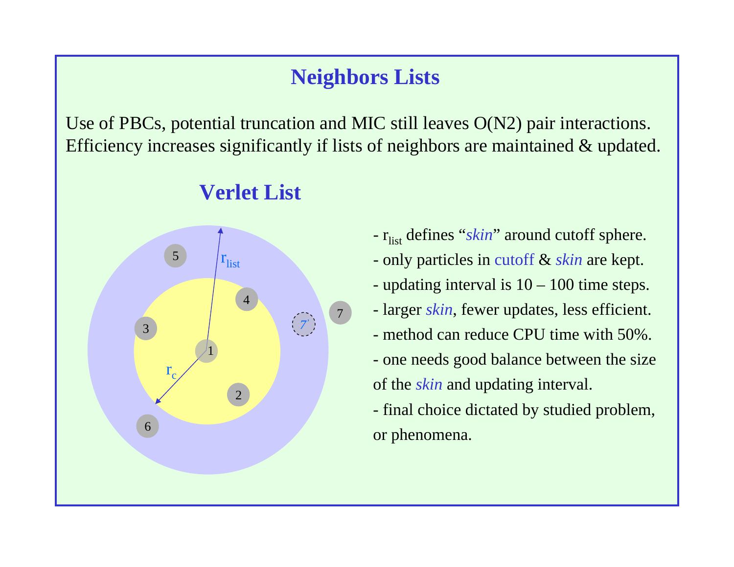# Neighbors Lists

Use of PBCs, potential truncation and MIC still leaves O(N2) pair interactions.
Efficiency increases significantly if lists of neighbors are maintained & updated.

## Verlet List

- $r_{list}$ defines "*skin*" around cutoff sphere.
- only particles in cutoff & *skin* are kept.
- updating interval is 10 – 100 time steps.
- larger *skin*, fewer updates, less efficient.
- method can reduce CPU time with 50%.
- one needs good balance between the size of the *skin* and updating interval.
- final choice dictated by studied problem, or phenomena.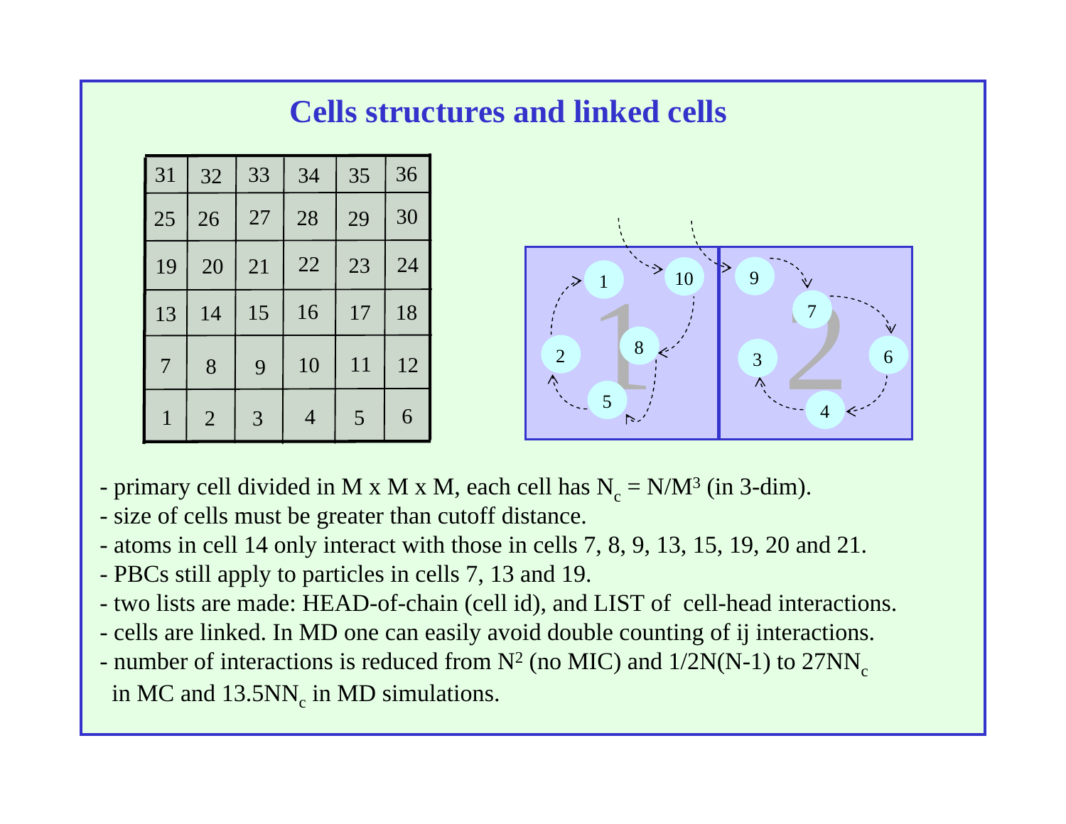# Cells structures and linked cells

| 31 | 32 | 33 | 34 | 35 | 36 |
|---|---|---|---|---|---|
| 25 | 26 | 27 | 28 | 29 | 30 |
| 19 | 20 | 21 | 22 | 23 | 24 |
| 13 | 14 | 15 | 16 | 17 | 18 |
| 7 | 8 | 9 | 10 | 11 | 12 |
| 1 | 2 | 3 | 4 | 5 | 6 |

- primary cell divided in M x M x M, each cell has $N_c = N/M^3$ (in 3-dim).
- size of cells must be greater than cutoff distance.
- atoms in cell 14 only interact with those in cells 7, 8, 9, 13, 15, 19, 20 and 21.
- PBCs still apply to particles in cells 7, 13 and 19.
- two lists are made: HEAD-of-chain (cell id), and LIST of cell-head interactions.
- cells are linked. In MD one can easily avoid double counting of ij interactions.
- number of interactions is reduced from $N^2$ (no MIC) and $1/2N(N-1)$ to $27NN_c$ in MC and $13.5NN_c$ in MD simulations.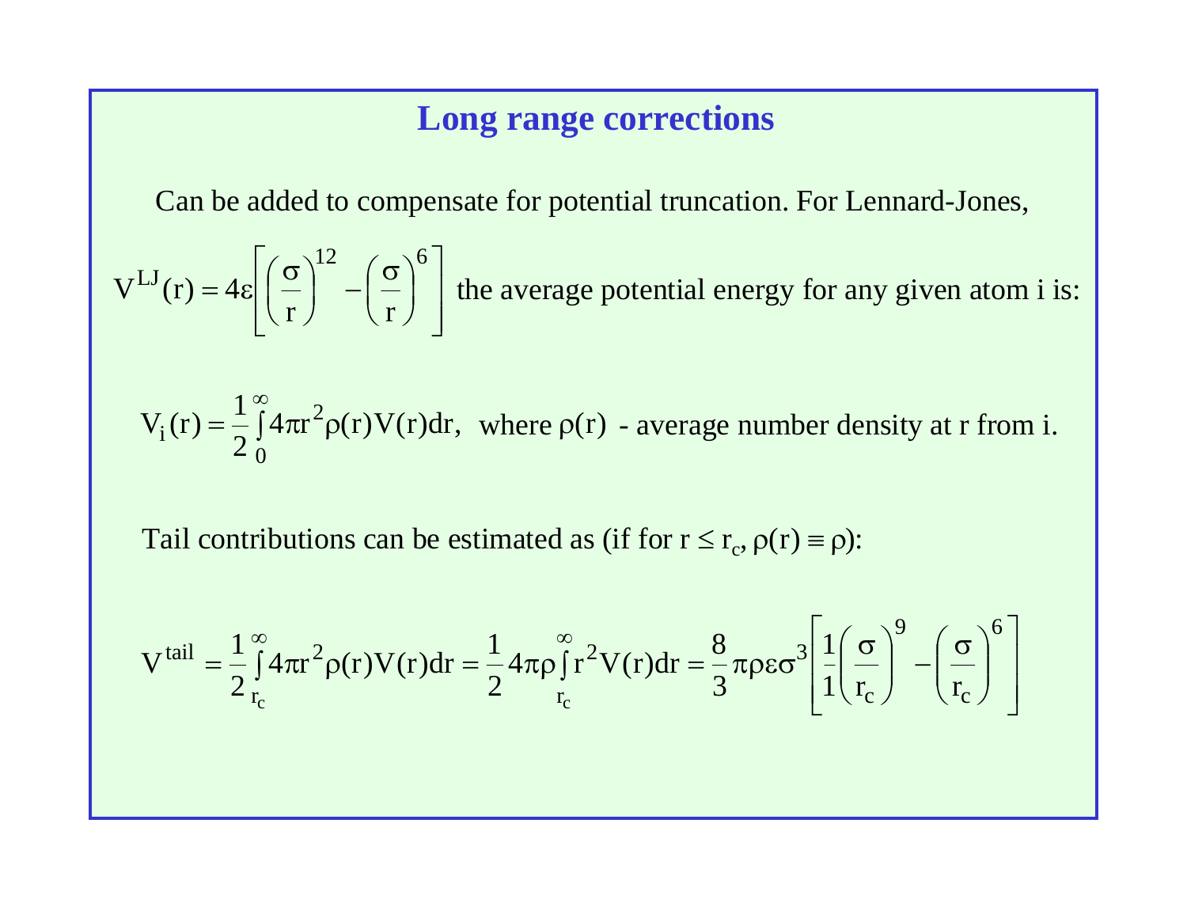# Long range corrections

Can be added to compensate for potential truncation. For Lennard-Jones,

$$V^{LJ}(r) = 4\varepsilon\left[\left(\frac{\sigma}{r}\right)^{12} - \left(\frac{\sigma}{r}\right)^{6}\right]$$ the average potential energy for any given atom i is:

$$V_i(r) = \frac{1}{2}\int_0^\infty 4\pi r^2 \rho(r) V(r) dr,$$ where $\rho(r)$ - average number density at r from i.

Tail contributions can be estimated as (if for $r \le r_c$, $\rho(r) \equiv \rho$):

$$V^{tail} = \frac{1}{2}\int_{r_c}^\infty 4\pi r^2 \rho(r) V(r) dr = \frac{1}{2} 4\pi\rho \int_{r_c}^\infty r^2 V(r) dr = \frac{8}{3}\pi\rho\varepsilon\sigma^3\left[\frac{1}{1}\left(\frac{\sigma}{r_c}\right)^9 - \left(\frac{\sigma}{r_c}\right)^6\right]$$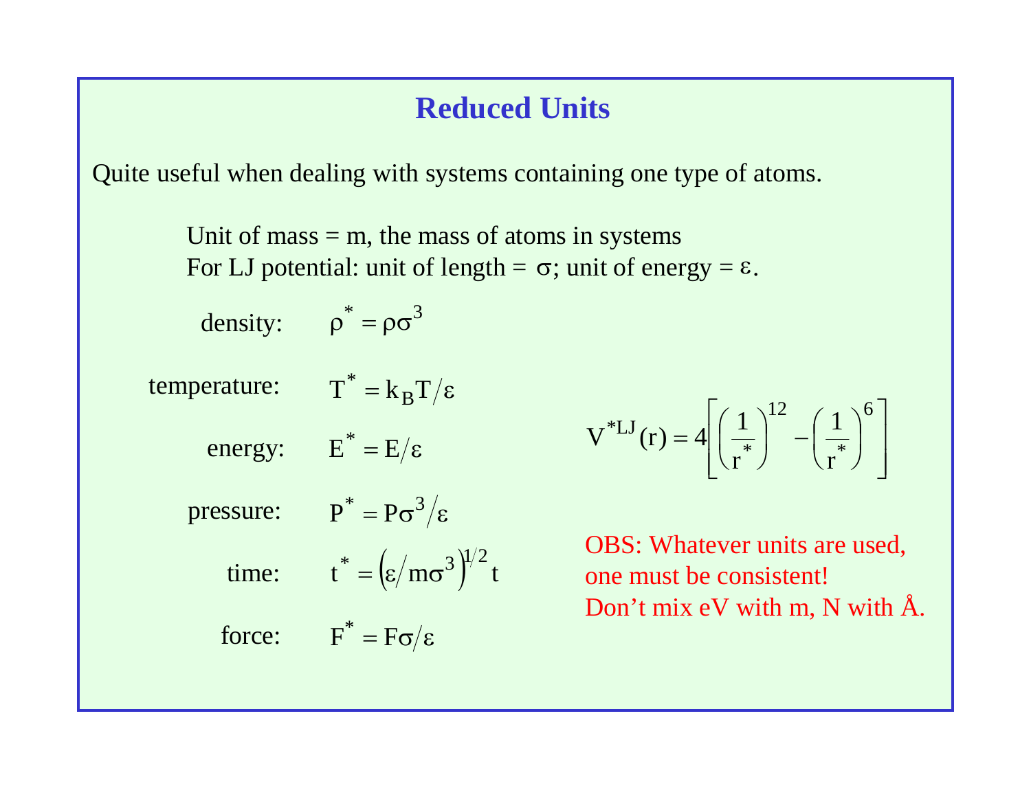## Reduced Units

Quite useful when dealing with systems containing one type of atoms.

Unit of mass = m, the mass of atoms in systems
For LJ potential: unit of length = $\sigma$; unit of energy = $\varepsilon$.

density: $\rho^* = \rho\sigma^3$

temperature: $T^* = k_B T/\varepsilon$

energy: $E^* = E/\varepsilon$

pressure: $P^* = P\sigma^3/\varepsilon$

time: $t^* = \left(\varepsilon/m\sigma^3\right)^{1/2} t$

force: $F^* = F\sigma/\varepsilon$

$$V^{*LJ}(r) = 4\left[\left(\frac{1}{r^*}\right)^{12} - \left(\frac{1}{r^*}\right)^{6}\right]$$

OBS: Whatever units are used, one must be consistent!
Don't mix eV with m, N with Å.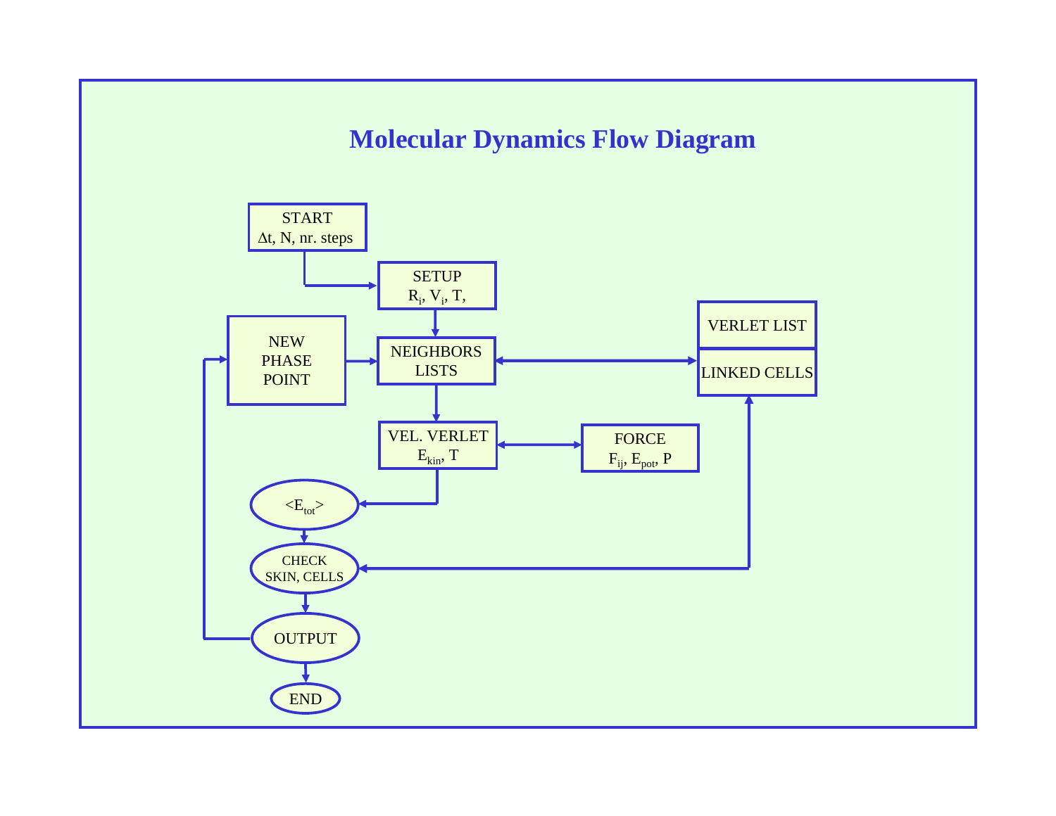# Molecular Dynamics Flow Diagram

START
$\Delta t$, N, nr. steps

SETUP
$R_i$, $V_i$, T,

NEW PHASE POINT

NEIGHBORS LISTS

VERLET LIST

LINKED CELLS

VEL. VERLET
$E_{kin}$, T

FORCE
$F_{ij}$, $E_{pot}$, P

$<E_{tot}>$

CHECK SKIN, CELLS

OUTPUT

END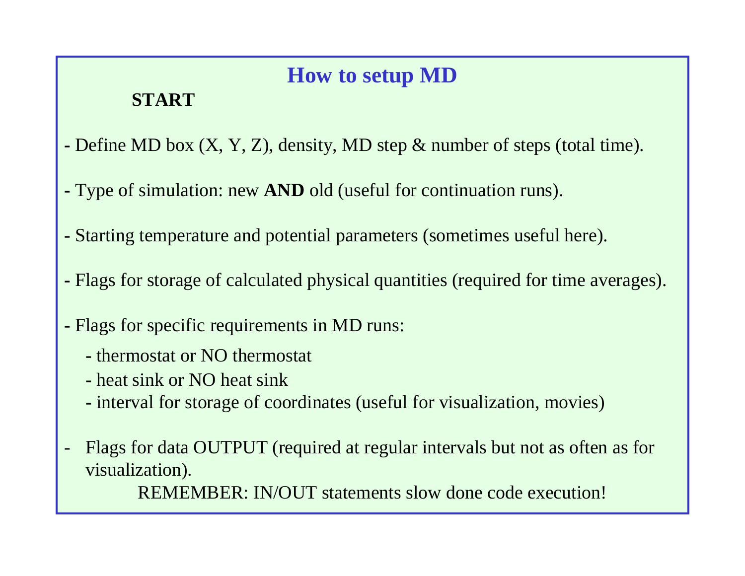# How to setup MD

**START**

- Define MD box (X, Y, Z), density, MD step & number of steps (total time).
- Type of simulation: new **AND** old (useful for continuation runs).
- Starting temperature and potential parameters (sometimes useful here).
- Flags for storage of calculated physical quantities (required for time averages).
- Flags for specific requirements in MD runs:
  - thermostat or NO thermostat
  - heat sink or NO heat sink
  - interval for storage of coordinates (useful for visualization, movies)
- Flags for data OUTPUT (required at regular intervals but not as often as for visualization).

  REMEMBER: IN/OUT statements slow done code execution!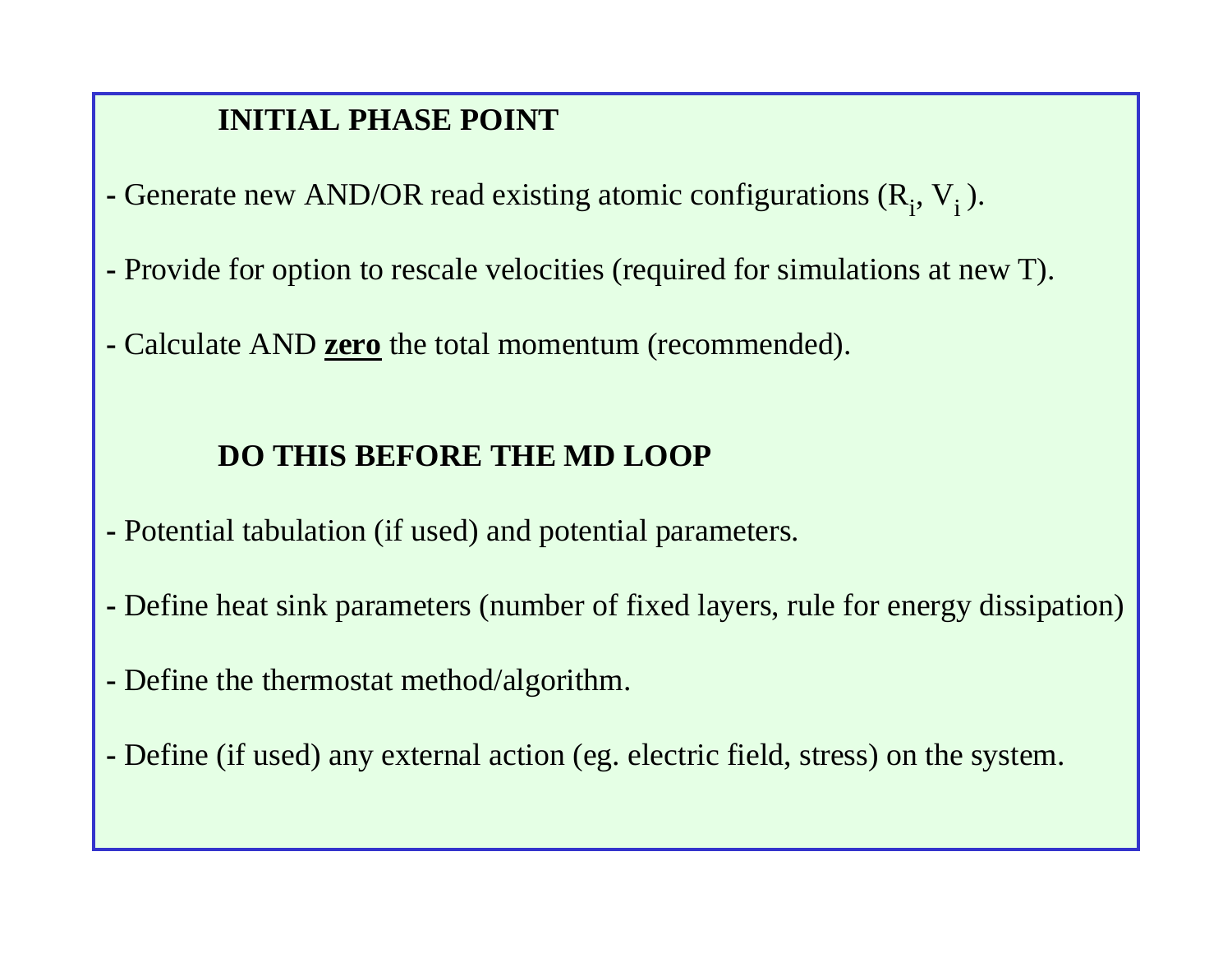## INITIAL PHASE POINT

- Generate new AND/OR read existing atomic configurations ($R_i$, $V_i$ ).

- Provide for option to rescale velocities (required for simulations at new T).

- Calculate AND **zero** the total momentum (recommended).

## DO THIS BEFORE THE MD LOOP

- Potential tabulation (if used) and potential parameters.

- Define heat sink parameters (number of fixed layers, rule for energy dissipation)

- Define the thermostat method/algorithm.

- Define (if used) any external action (eg. electric field, stress) on the system.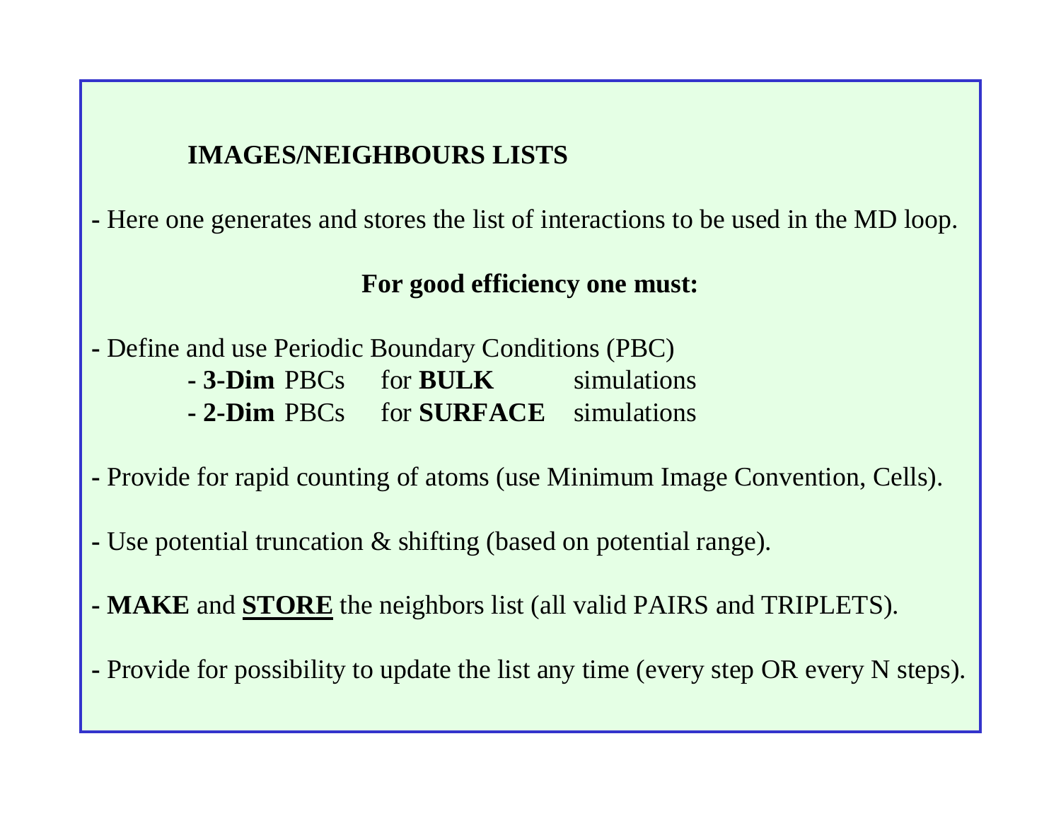## IMAGES/NEIGHBOURS LISTS

- Here one generates and stores the list of interactions to be used in the MD loop.

**For good efficiency one must:**

- Define and use Periodic Boundary Conditions (PBC)
  - **3-Dim** PBCs for **BULK** simulations
  - **2-Dim** PBCs for **SURFACE** simulations

- Provide for rapid counting of atoms (use Minimum Image Convention, Cells).

- Use potential truncation & shifting (based on potential range).

- **MAKE** and <u>**STORE**</u> the neighbors list (all valid PAIRS and TRIPLETS).

- Provide for possibility to update the list any time (every step OR every N steps).